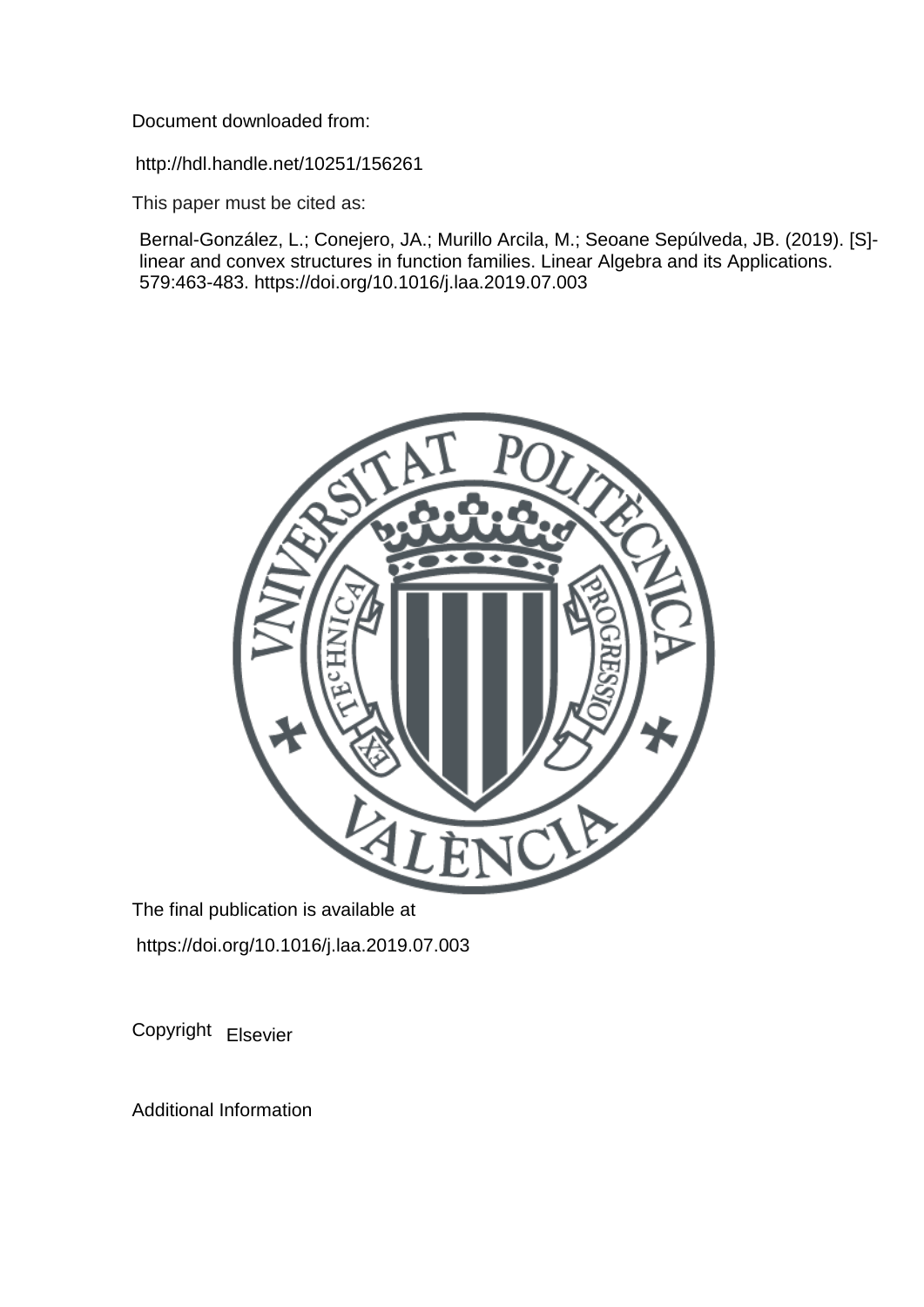Document downloaded from:

http://hdl.handle.net/10251/156261

This paper must be cited as:

Bernal-González, L.; Conejero, JA.; Murillo Arcila, M.; Seoane Sepúlveda, JB. (2019). [S]-linear and convex structures in function families. Linear Algebra and its Applications. 579:463-483. https://doi.org/10.1016/j.laa.2019.07.003

The final publication is available at

https://doi.org/10.1016/j.laa.2019.07.003

Copyright Elsevier

Additional Information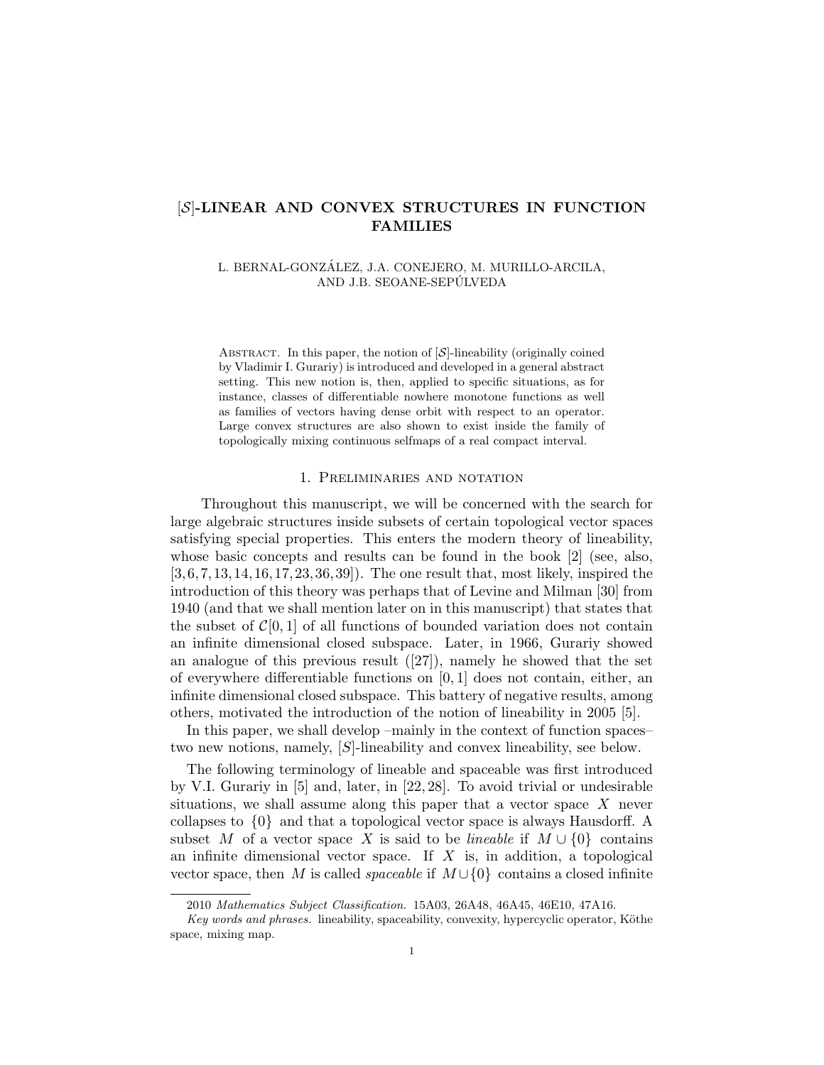# $[\mathcal{S}]$-LINEAR AND CONVEX STRUCTURES IN FUNCTION FAMILIES

L. BERNAL-GONZÁLEZ, J.A. CONEJERO, M. MURILLO-ARCILA, AND J.B. SEOANE-SEPÚLVEDA

ABSTRACT. In this paper, the notion of $[\mathcal{S}]$-lineability (originally coined by Vladimir I. Gurariy) is introduced and developed in a general abstract setting. This new notion is, then, applied to specific situations, as for instance, classes of differentiable nowhere monotone functions as well as families of vectors having dense orbit with respect to an operator. Large convex structures are also shown to exist inside the family of topologically mixing continuous selfmaps of a real compact interval.

## 1. Preliminaries and notation

Throughout this manuscript, we will be concerned with the search for large algebraic structures inside subsets of certain topological vector spaces satisfying special properties. This enters the modern theory of lineability, whose basic concepts and results can be found in the book [2] (see, also, [3, 6, 7, 13, 14, 16, 17, 23, 36, 39]). The one result that, most likely, inspired the introduction of this theory was perhaps that of Levine and Milman [30] from 1940 (and that we shall mention later on in this manuscript) that states that the subset of $\mathcal{C}[0, 1]$ of all functions of bounded variation does not contain an infinite dimensional closed subspace. Later, in 1966, Gurariy showed an analogue of this previous result ([27]), namely he showed that the set of everywhere differentiable functions on $[0, 1]$ does not contain, either, an infinite dimensional closed subspace. This battery of negative results, among others, motivated the introduction of the notion of lineability in 2005 [5].

In this paper, we shall develop –mainly in the context of function spaces– two new notions, namely, $[S]$-lineability and convex lineability, see below.

The following terminology of lineable and spaceable was first introduced by V.I. Gurariy in [5] and, later, in [22, 28]. To avoid trivial or undesirable situations, we shall assume along this paper that a vector space $X$ never collapses to $\{0\}$ and that a topological vector space is always Hausdorff. A subset $M$ of a vector space $X$ is said to be *lineable* if $M \cup \{0\}$ contains an infinite dimensional vector space. If $X$ is, in addition, a topological vector space, then $M$ is called *spaceable* if $M \cup \{0\}$ contains a closed infinite

2010 *Mathematics Subject Classification.* 15A03, 26A48, 46A45, 46E10, 47A16.

*Key words and phrases.* lineability, spaceability, convexity, hypercyclic operator, Köthe space, mixing map.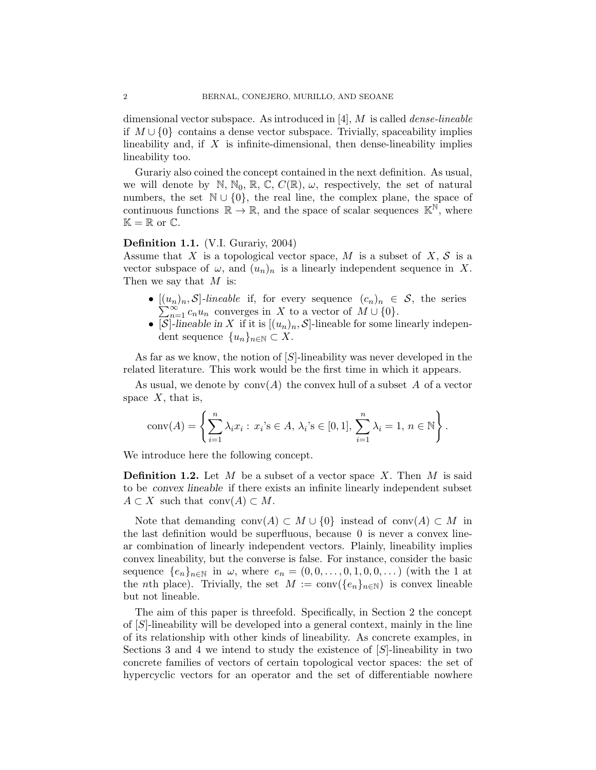dimensional vector subspace. As introduced in [4], $M$ is called *dense-lineable* if $M \cup \{0\}$ contains a dense vector subspace. Trivially, spaceability implies lineability and, if $X$ is infinite-dimensional, then dense-lineability implies lineability too.

Gurariy also coined the concept contained in the next definition. As usual, we will denote by $\mathbb{N}$, $\mathbb{N}_0$, $\mathbb{R}$, $\mathbb{C}$, $C(\mathbb{R})$, $\omega$, respectively, the set of natural numbers, the set $\mathbb{N} \cup \{0\}$, the real line, the complex plane, the space of continuous functions $\mathbb{R} \to \mathbb{R}$, and the space of scalar sequences $\mathbb{K}^{\mathbb{N}}$, where $\mathbb{K} = \mathbb{R}$ or $\mathbb{C}$.

**Definition 1.1.** (V.I. Gurariy, 2004)
Assume that $X$ is a topological vector space, $M$ is a subset of $X$, $\mathcal{S}$ is a vector subspace of $\omega$, and $(u_n)_n$ is a linearly independent sequence in $X$. Then we say that $M$ is:

- $[(u_n)_n, \mathcal{S}]$-*lineable* if, for every sequence $(c_n)_n \in \mathcal{S}$, the series $\sum_{n=1}^{\infty} c_n u_n$ converges in $X$ to a vector of $M \cup \{0\}$.
- $[\mathcal{S}]$-*lineable in* $X$ if it is $[(u_n)_n, \mathcal{S}]$-lineable for some linearly independent sequence $\{u_n\}_{n \in \mathbb{N}} \subset X$.

As far as we know, the notion of $[S]$-lineability was never developed in the related literature. This work would be the first time in which it appears.

As usual, we denote by $\operatorname{conv}(A)$ the convex hull of a subset $A$ of a vector space $X$, that is,

$$\operatorname{conv}(A) = \left\{ \sum_{i=1}^{n} \lambda_i x_i : \, x_i\text{'s} \in A, \, \lambda_i\text{'s} \in [0,1], \, \sum_{i=1}^{n} \lambda_i = 1, \, n \in \mathbb{N} \right\}.$$

We introduce here the following concept.

**Definition 1.2.** Let $M$ be a subset of a vector space $X$. Then $M$ is said to be *convex lineable* if there exists an infinite linearly independent subset $A \subset X$ such that $\operatorname{conv}(A) \subset M$.

Note that demanding $\operatorname{conv}(A) \subset M \cup \{0\}$ instead of $\operatorname{conv}(A) \subset M$ in the last definition would be superfluous, because $0$ is never a convex linear combination of linearly independent vectors. Plainly, lineability implies convex lineability, but the converse is false. For instance, consider the basic sequence $\{e_n\}_{n \in \mathbb{N}}$ in $\omega$, where $e_n = (0, 0, \ldots, 0, 1, 0, 0, \ldots)$ (with the 1 at the $n$th place). Trivially, the set $M := \operatorname{conv}(\{e_n\}_{n \in \mathbb{N}})$ is convex lineable but not lineable.

The aim of this paper is threefold. Specifically, in Section 2 the concept of $[S]$-lineability will be developed into a general context, mainly in the line of its relationship with other kinds of lineability. As concrete examples, in Sections 3 and 4 we intend to study the existence of $[S]$-lineability in two concrete families of vectors of certain topological vector spaces: the set of hypercyclic vectors for an operator and the set of differentiable nowhere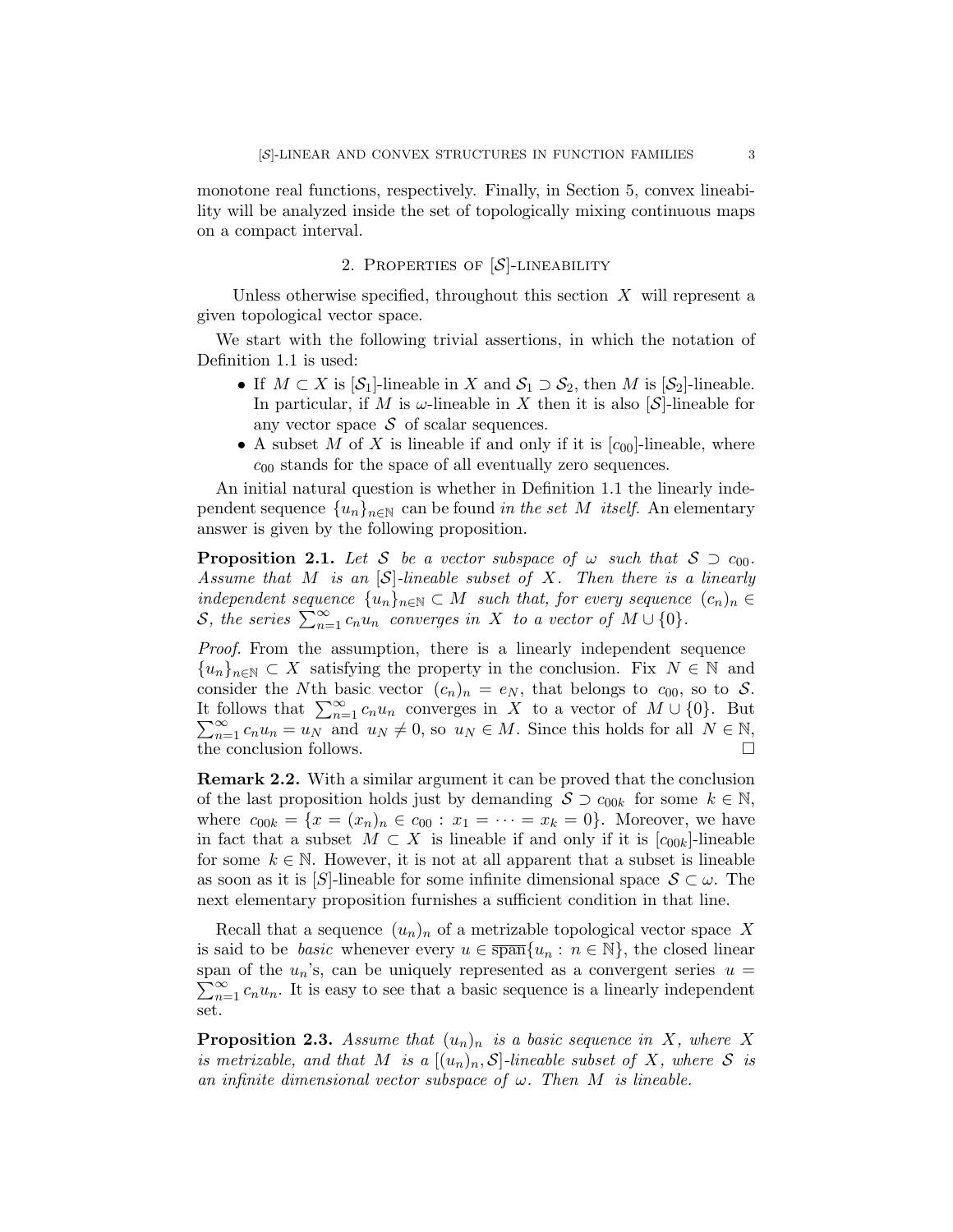monotone real functions, respectively. Finally, in Section 5, convex lineability will be analyzed inside the set of topologically mixing continuous maps on a compact interval.

## 2. Properties of $[\mathcal{S}]$-lineability

Unless otherwise specified, throughout this section $X$ will represent a given topological vector space.

We start with the following trivial assertions, in which the notation of Definition 1.1 is used:

- If $M \subset X$ is $[\mathcal{S}_1]$-lineable in $X$ and $\mathcal{S}_1 \supset \mathcal{S}_2$, then $M$ is $[\mathcal{S}_2]$-lineable. In particular, if $M$ is $\omega$-lineable in $X$ then it is also $[\mathcal{S}]$-lineable for any vector space $\mathcal{S}$ of scalar sequences.
- A subset $M$ of $X$ is lineable if and only if it is $[c_{00}]$-lineable, where $c_{00}$ stands for the space of all eventually zero sequences.

An initial natural question is whether in Definition 1.1 the linearly independent sequence $\{u_n\}_{n\in\mathbb{N}}$ can be found *in the set $M$ itself.* An elementary answer is given by the following proposition.

**Proposition 2.1.** *Let $\mathcal{S}$ be a vector subspace of $\omega$ such that $\mathcal{S} \supset c_{00}$. Assume that $M$ is an $[\mathcal{S}]$-lineable subset of $X$. Then there is a linearly independent sequence $\{u_n\}_{n\in\mathbb{N}} \subset M$ such that, for every sequence $(c_n)_n \in \mathcal{S}$, the series $\sum_{n=1}^{\infty} c_n u_n$ converges in $X$ to a vector of $M \cup \{0\}$.*

*Proof.* From the assumption, there is a linearly independent sequence $\{u_n\}_{n\in\mathbb{N}} \subset X$ satisfying the property in the conclusion. Fix $N \in \mathbb{N}$ and consider the $N$th basic vector $(c_n)_n = e_N$, that belongs to $c_{00}$, so to $\mathcal{S}$. It follows that $\sum_{n=1}^{\infty} c_n u_n$ converges in $X$ to a vector of $M \cup \{0\}$. But $\sum_{n=1}^{\infty} c_n u_n = u_N$ and $u_N \neq 0$, so $u_N \in M$. Since this holds for all $N \in \mathbb{N}$, the conclusion follows. □

**Remark 2.2.** With a similar argument it can be proved that the conclusion of the last proposition holds just by demanding $\mathcal{S} \supset c_{00k}$ for some $k \in \mathbb{N}$, where $c_{00k} = \{x = (x_n)_n \in c_{00} : x_1 = \cdots = x_k = 0\}$. Moreover, we have in fact that a subset $M \subset X$ is lineable if and only if it is $[c_{00k}]$-lineable for some $k \in \mathbb{N}$. However, it is not at all apparent that a subset is lineable as soon as it is $[S]$-lineable for some infinite dimensional space $\mathcal{S} \subset \omega$. The next elementary proposition furnishes a sufficient condition in that line.

Recall that a sequence $(u_n)_n$ of a metrizable topological vector space $X$ is said to be *basic* whenever every $u \in \overline{\text{span}}\{u_n : n \in \mathbb{N}\}$, the closed linear span of the $u_n$'s, can be uniquely represented as a convergent series $u = \sum_{n=1}^{\infty} c_n u_n$. It is easy to see that a basic sequence is a linearly independent set.

**Proposition 2.3.** *Assume that $(u_n)_n$ is a basic sequence in $X$, where $X$ is metrizable, and that $M$ is a $[(u_n)_n, \mathcal{S}]$-lineable subset of $X$, where $\mathcal{S}$ is an infinite dimensional vector subspace of $\omega$. Then $M$ is lineable.*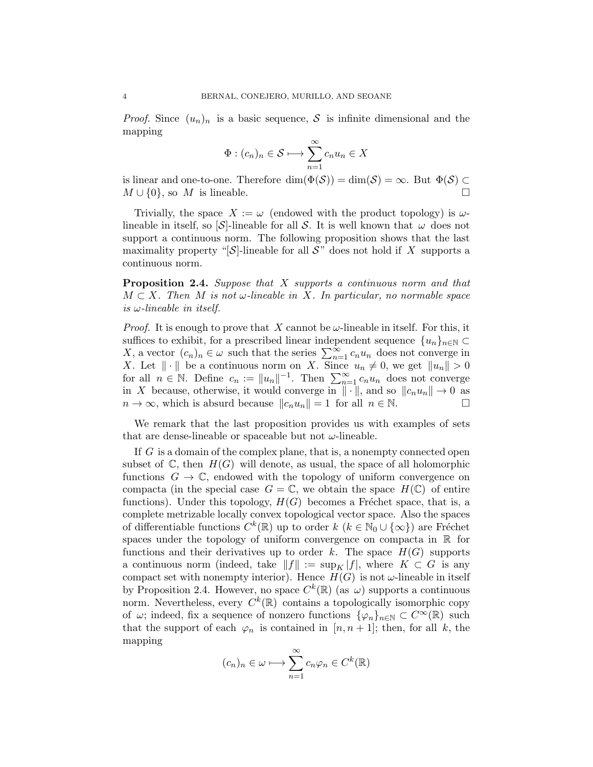*Proof.* Since $(u_n)_n$ is a basic sequence, $\mathcal{S}$ is infinite dimensional and the mapping

$$\Phi : (c_n)_n \in \mathcal{S} \longmapsto \sum_{n=1}^{\infty} c_n u_n \in X$$

is linear and one-to-one. Therefore $\dim(\Phi(\mathcal{S})) = \dim(\mathcal{S}) = \infty$. But $\Phi(\mathcal{S}) \subset M \cup \{0\}$, so $M$ is lineable. $\square$

Trivially, the space $X := \omega$ (endowed with the product topology) is $\omega$-lineable in itself, so $[\mathcal{S}]$-lineable for all $\mathcal{S}$. It is well known that $\omega$ does not support a continuous norm. The following proposition shows that the last maximality property "$[\mathcal{S}]$-lineable for all $\mathcal{S}$" does not hold if $X$ supports a continuous norm.

**Proposition 2.4.** *Suppose that $X$ supports a continuous norm and that $M \subset X$. Then $M$ is not $\omega$-lineable in $X$. In particular, no normable space is $\omega$-lineable in itself.*

*Proof.* It is enough to prove that $X$ cannot be $\omega$-lineable in itself. For this, it suffices to exhibit, for a prescribed linear independent sequence $\{u_n\}_{n\in\mathbb{N}} \subset X$, a vector $(c_n)_n \in \omega$ such that the series $\sum_{n=1}^{\infty} c_n u_n$ does not converge in $X$. Let $\|\cdot\|$ be a continuous norm on $X$. Since $u_n \neq 0$, we get $\|u_n\| > 0$ for all $n \in \mathbb{N}$. Define $c_n := \|u_n\|^{-1}$. Then $\sum_{n=1}^{\infty} c_n u_n$ does not converge in $X$ because, otherwise, it would converge in $\|\cdot\|$, and so $\|c_n u_n\| \to 0$ as $n \to \infty$, which is absurd because $\|c_n u_n\| = 1$ for all $n \in \mathbb{N}$. $\square$

We remark that the last proposition provides us with examples of sets that are dense-lineable or spaceable but not $\omega$-lineable.

If $G$ is a domain of the complex plane, that is, a nonempty connected open subset of $\mathbb{C}$, then $H(G)$ will denote, as usual, the space of all holomorphic functions $G \to \mathbb{C}$, endowed with the topology of uniform convergence on compacta (in the special case $G = \mathbb{C}$, we obtain the space $H(\mathbb{C})$ of entire functions). Under this topology, $H(G)$ becomes a Fréchet space, that is, a complete metrizable locally convex topological vector space. Also the spaces of differentiable functions $C^k(\mathbb{R})$ up to order $k$ ($k \in \mathbb{N}_0 \cup \{\infty\}$) are Fréchet spaces under the topology of uniform convergence on compacta in $\mathbb{R}$ for functions and their derivatives up to order $k$. The space $H(G)$ supports a continuous norm (indeed, take $\|f\| := \sup_K |f|$, where $K \subset G$ is any compact set with nonempty interior). Hence $H(G)$ is not $\omega$-lineable in itself by Proposition 2.4. However, no space $C^k(\mathbb{R})$ (as $\omega$) supports a continuous norm. Nevertheless, every $C^k(\mathbb{R})$ contains a topologically isomorphic copy of $\omega$; indeed, fix a sequence of nonzero functions $\{\varphi_n\}_{n\in\mathbb{N}} \subset C^\infty(\mathbb{R})$ such that the support of each $\varphi_n$ is contained in $[n, n+1]$; then, for all $k$, the mapping

$$(c_n)_n \in \omega \longmapsto \sum_{n=1}^{\infty} c_n \varphi_n \in C^k(\mathbb{R})$$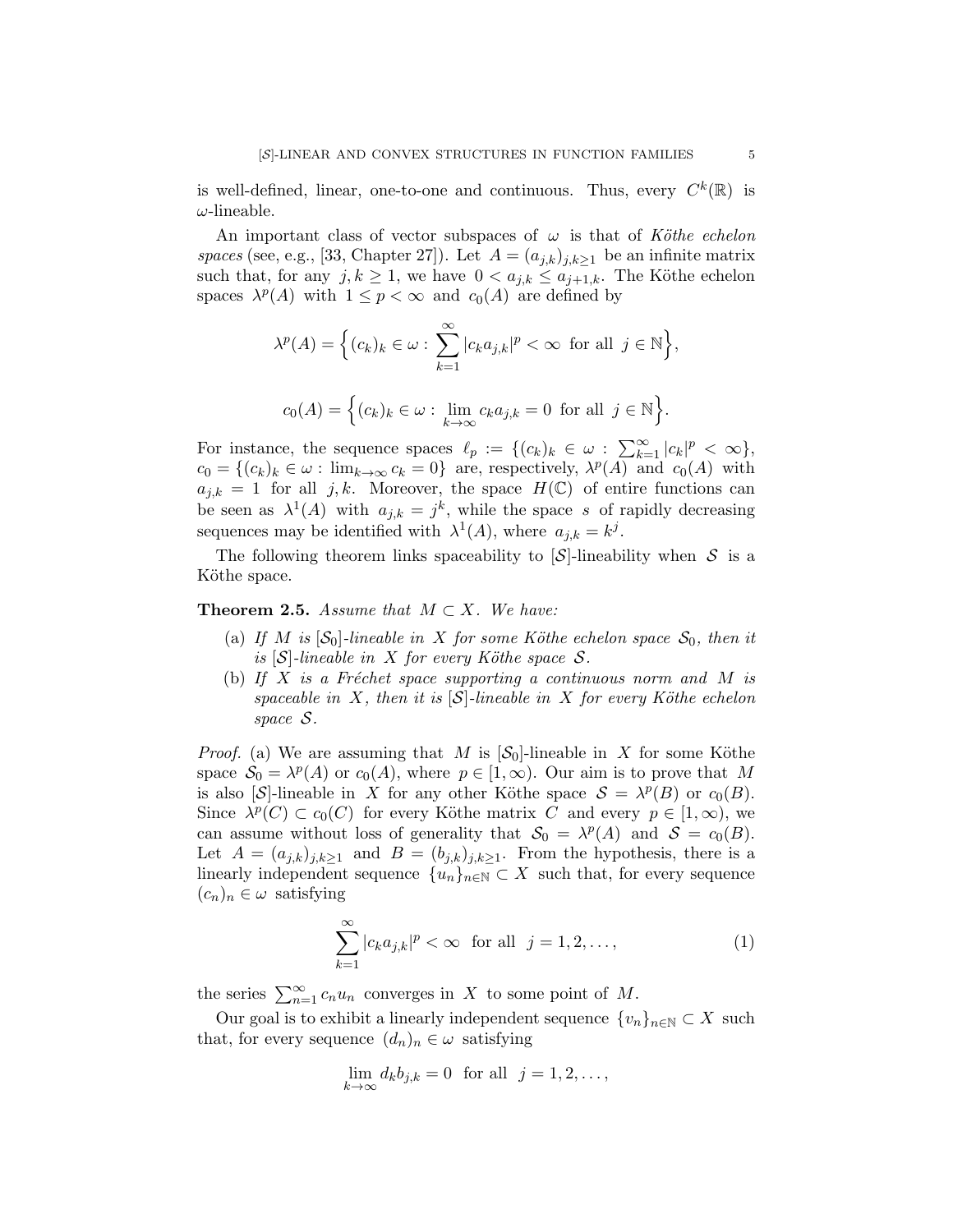is well-defined, linear, one-to-one and continuous. Thus, every $C^k(\mathbb{R})$ is $\omega$-lineable.

An important class of vector subspaces of $\omega$ is that of *Köthe echelon spaces* (see, e.g., [33, Chapter 27]). Let $A = (a_{j,k})_{j,k\geq 1}$ be an infinite matrix such that, for any $j, k \geq 1$, we have $0 < a_{j,k} \leq a_{j+1,k}$. The Köthe echelon spaces $\lambda^p(A)$ with $1 \leq p < \infty$ and $c_0(A)$ are defined by

$$\lambda^p(A) = \Big\{ (c_k)_k \in \omega : \sum_{k=1}^{\infty} |c_k a_{j,k}|^p < \infty \text{ for all } j \in \mathbb{N} \Big\},$$

$$c_0(A) = \Big\{ (c_k)_k \in \omega : \lim_{k\to\infty} c_k a_{j,k} = 0 \text{ for all } j \in \mathbb{N} \Big\}.$$

For instance, the sequence spaces $\ell_p := \{(c_k)_k \in \omega : \sum_{k=1}^{\infty} |c_k|^p < \infty\}$, $c_0 = \{(c_k)_k \in \omega : \lim_{k\to\infty} c_k = 0\}$ are, respectively, $\lambda^p(A)$ and $c_0(A)$ with $a_{j,k} = 1$ for all $j, k$. Moreover, the space $H(\mathbb{C})$ of entire functions can be seen as $\lambda^1(A)$ with $a_{j,k} = j^k$, while the space $s$ of rapidly decreasing sequences may be identified with $\lambda^1(A)$, where $a_{j,k} = k^j$.

The following theorem links spaceability to $[\mathcal{S}]$-lineability when $\mathcal{S}$ is a Köthe space.

**Theorem 2.5.** *Assume that $M \subset X$. We have:*

- (a) *If $M$ is $[\mathcal{S}_0]$-lineable in $X$ for some Köthe echelon space $\mathcal{S}_0$, then it is $[\mathcal{S}]$-lineable in $X$ for every Köthe space $\mathcal{S}$.*
- (b) *If $X$ is a Fréchet space supporting a continuous norm and $M$ is spaceable in $X$, then it is $[\mathcal{S}]$-lineable in $X$ for every Köthe echelon space $\mathcal{S}$.*

*Proof.* (a) We are assuming that $M$ is $[\mathcal{S}_0]$-lineable in $X$ for some Köthe space $\mathcal{S}_0 = \lambda^p(A)$ or $c_0(A)$, where $p \in [1, \infty)$. Our aim is to prove that $M$ is also $[\mathcal{S}]$-lineable in $X$ for any other Köthe space $\mathcal{S} = \lambda^p(B)$ or $c_0(B)$. Since $\lambda^p(C) \subset c_0(C)$ for every Köthe matrix $C$ and every $p \in [1, \infty)$, we can assume without loss of generality that $\mathcal{S}_0 = \lambda^p(A)$ and $\mathcal{S} = c_0(B)$. Let $A = (a_{j,k})_{j,k\geq 1}$ and $B = (b_{j,k})_{j,k\geq 1}$. From the hypothesis, there is a linearly independent sequence $\{u_n\}_{n\in\mathbb{N}} \subset X$ such that, for every sequence $(c_n)_n \in \omega$ satisfying

$$\sum_{k=1}^{\infty} |c_k a_{j,k}|^p < \infty \text{ for all } j = 1, 2, \ldots, \tag{1}$$

the series $\sum_{n=1}^{\infty} c_n u_n$ converges in $X$ to some point of $M$.

Our goal is to exhibit a linearly independent sequence $\{v_n\}_{n\in\mathbb{N}} \subset X$ such that, for every sequence $(d_n)_n \in \omega$ satisfying

$$\lim_{k\to\infty} d_k b_{j,k} = 0 \text{ for all } j = 1, 2, \ldots,$$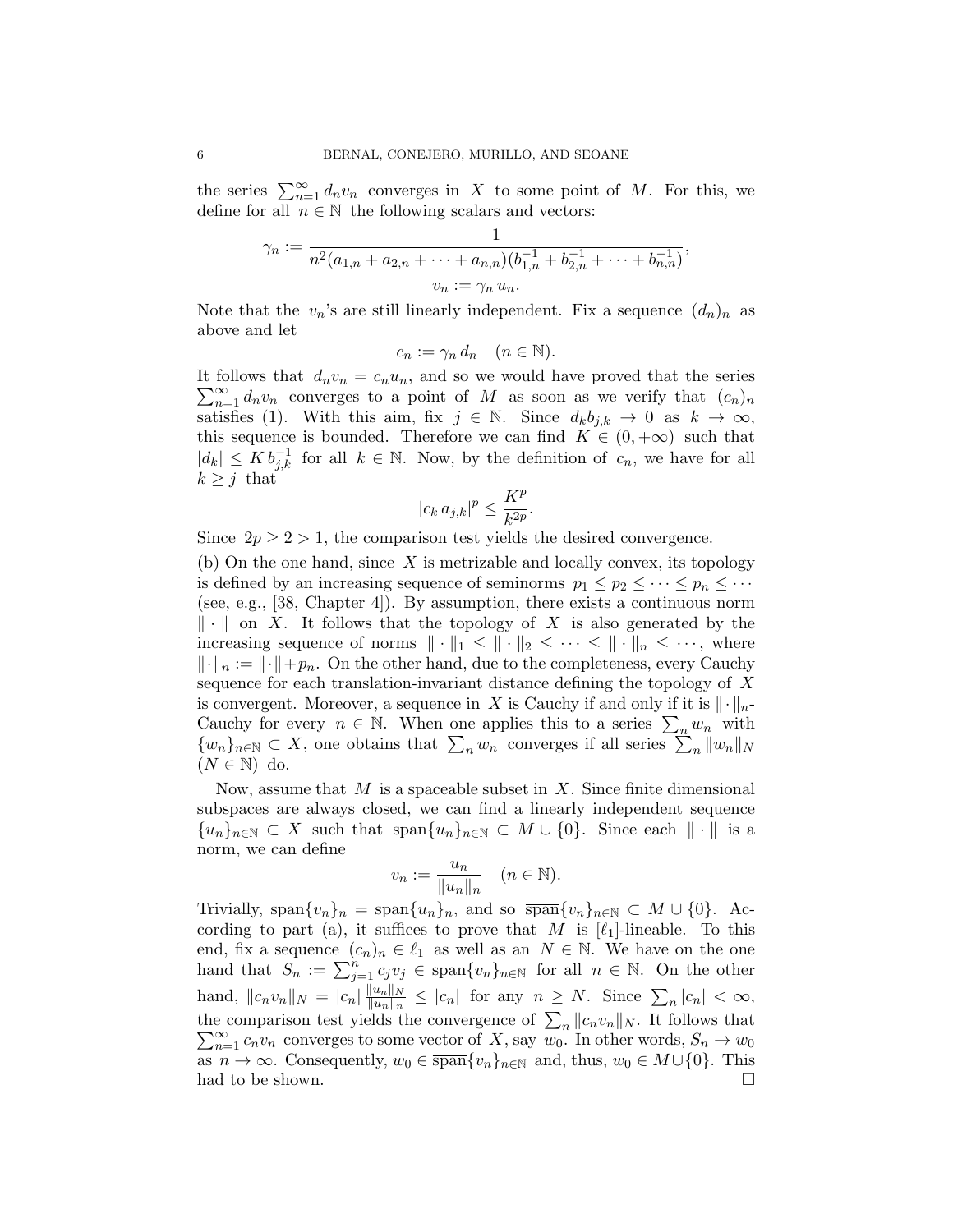the series $\sum_{n=1}^{\infty} d_n v_n$ converges in $X$ to some point of $M$. For this, we define for all $n \in \mathbb{N}$ the following scalars and vectors:

$$\gamma_n := \frac{1}{n^2(a_{1,n} + a_{2,n} + \cdots + a_{n,n})(b_{1,n}^{-1} + b_{2,n}^{-1} + \cdots + b_{n,n}^{-1})},$$
$$v_n := \gamma_n \, u_n.$$

Note that the $v_n$'s are still linearly independent. Fix a sequence $(d_n)_n$ as above and let

$$c_n := \gamma_n \, d_n \quad (n \in \mathbb{N}).$$

It follows that $d_n v_n = c_n u_n$, and so we would have proved that the series $\sum_{n=1}^{\infty} d_n v_n$ converges to a point of $M$ as soon as we verify that $(c_n)_n$ satisfies (1). With this aim, fix $j \in \mathbb{N}$. Since $d_k b_{j,k} \to 0$ as $k \to \infty$, this sequence is bounded. Therefore we can find $K \in (0, +\infty)$ such that $|d_k| \le K \, b_{j,k}^{-1}$ for all $k \in \mathbb{N}$. Now, by the definition of $c_n$, we have for all $k \ge j$ that

$$|c_k \, a_{j,k}|^p \le \frac{K^p}{k^{2p}}.$$

Since $2p \ge 2 > 1$, the comparison test yields the desired convergence.

(b) On the one hand, since $X$ is metrizable and locally convex, its topology is defined by an increasing sequence of seminorms $p_1 \le p_2 \le \cdots \le p_n \le \cdots$ (see, e.g., [38, Chapter 4]). By assumption, there exists a continuous norm $\| \cdot \|$ on $X$. It follows that the topology of $X$ is also generated by the increasing sequence of norms $\| \cdot \|_1 \le \| \cdot \|_2 \le \cdots \le \| \cdot \|_n \le \cdots$, where $\| \cdot \|_n := \| \cdot \| + p_n$. On the other hand, due to the completeness, every Cauchy sequence for each translation-invariant distance defining the topology of $X$ is convergent. Moreover, a sequence in $X$ is Cauchy if and only if it is $\| \cdot \|_n$-Cauchy for every $n \in \mathbb{N}$. When one applies this to a series $\sum_n w_n$ with $\{w_n\}_{n \in \mathbb{N}} \subset X$, one obtains that $\sum_n w_n$ converges if all series $\sum_n \|w_n\|_N$ $(N \in \mathbb{N})$ do.

Now, assume that $M$ is a spaceable subset in $X$. Since finite dimensional subspaces are always closed, we can find a linearly independent sequence $\{u_n\}_{n \in \mathbb{N}} \subset X$ such that $\overline{\text{span}}\{u_n\}_{n \in \mathbb{N}} \subset M \cup \{0\}$. Since each $\| \cdot \|$ is a norm, we can define

$$v_n := \frac{u_n}{\|u_n\|_n} \quad (n \in \mathbb{N}).$$

Trivially, $\text{span}\{v_n\}_n = \text{span}\{u_n\}_n$, and so $\overline{\text{span}}\{v_n\}_{n \in \mathbb{N}} \subset M \cup \{0\}$. According to part (a), it suffices to prove that $M$ is $[\ell_1]$-lineable. To this end, fix a sequence $(c_n)_n \in \ell_1$ as well as an $N \in \mathbb{N}$. We have on the one hand that $S_n := \sum_{j=1}^{n} c_j v_j \in \text{span}\{v_n\}_{n \in \mathbb{N}}$ for all $n \in \mathbb{N}$. On the other hand, $\|c_n v_n\|_N = |c_n| \frac{\|u_n\|_N}{\|u_n\|_n} \le |c_n|$ for any $n \ge N$. Since $\sum_n |c_n| < \infty$, the comparison test yields the convergence of $\sum_n \|c_n v_n\|_N$. It follows that $\sum_{n=1}^{\infty} c_n v_n$ converges to some vector of $X$, say $w_0$. In other words, $S_n \to w_0$ as $n \to \infty$. Consequently, $w_0 \in \overline{\text{span}}\{v_n\}_{n \in \mathbb{N}}$ and, thus, $w_0 \in M \cup \{0\}$. This had to be shown. $\square$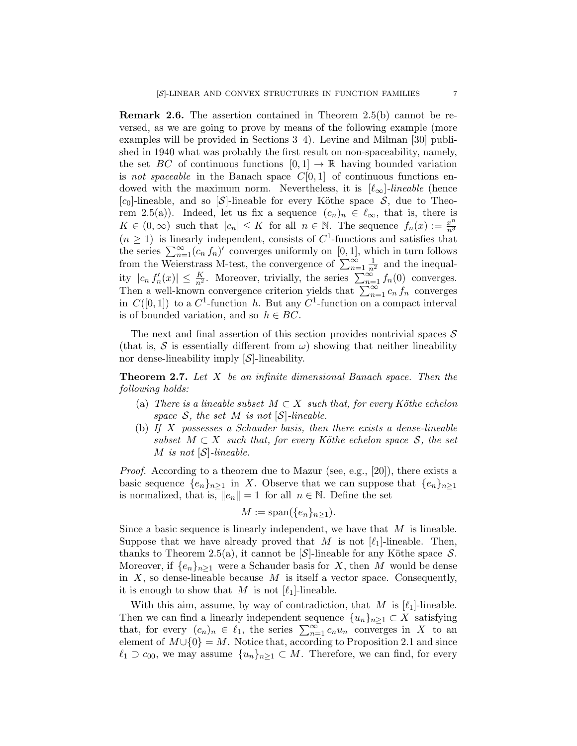**Remark 2.6.** The assertion contained in Theorem 2.5(b) cannot be reversed, as we are going to prove by means of the following example (more examples will be provided in Sections 3–4). Levine and Milman [30] published in 1940 what was probably the first result on non-spaceability, namely, the set $BC$ of continuous functions $[0,1] \to \mathbb{R}$ having bounded variation is *not spaceable* in the Banach space $C[0,1]$ of continuous functions endowed with the maximum norm. Nevertheless, it is $[\ell_\infty]$-*lineable* (hence $[c_0]$-lineable, and so $[\mathcal{S}]$-lineable for every Köthe space $\mathcal{S}$, due to Theorem 2.5(a)). Indeed, let us fix a sequence $(c_n)_n \in \ell_\infty$, that is, there is $K \in (0,\infty)$ such that $|c_n| \le K$ for all $n \in \mathbb{N}$. The sequence $f_n(x) := \frac{x^n}{n^3}$ $(n \ge 1)$ is linearly independent, consists of $C^1$-functions and satisfies that the series $\sum_{n=1}^\infty (c_n f_n)'$ converges uniformly on $[0,1]$, which in turn follows from the Weierstrass M-test, the convergence of $\sum_{n=1}^\infty \frac{1}{n^2}$ and the inequality $|c_n f_n'(x)| \le \frac{K}{n^2}$. Moreover, trivially, the series $\sum_{n=1}^\infty f_n(0)$ converges. Then a well-known convergence criterion yields that $\sum_{n=1}^\infty c_n f_n$ converges in $C([0,1])$ to a $C^1$-function $h$. But any $C^1$-function on a compact interval is of bounded variation, and so $h \in BC$.

The next and final assertion of this section provides nontrivial spaces $\mathcal{S}$ (that is, $\mathcal{S}$ is essentially different from $\omega$) showing that neither lineability nor dense-lineability imply $[\mathcal{S}]$-lineability.

**Theorem 2.7.** *Let $X$ be an infinite dimensional Banach space. Then the following holds:*

(a) *There is a lineable subset $M \subset X$ such that, for every Köthe echelon space $\mathcal{S}$, the set $M$ is not $[\mathcal{S}]$-lineable.*

(b) *If $X$ possesses a Schauder basis, then there exists a dense-lineable subset $M \subset X$ such that, for every Köthe echelon space $\mathcal{S}$, the set $M$ is not $[\mathcal{S}]$-lineable.*

*Proof.* According to a theorem due to Mazur (see, e.g., [20]), there exists a basic sequence $\{e_n\}_{n\ge1}$ in $X$. Observe that we can suppose that $\{e_n\}_{n\ge1}$ is normalized, that is, $\|e_n\| = 1$ for all $n \in \mathbb{N}$. Define the set

$$M := \operatorname{span}(\{e_n\}_{n\ge1}).$$

Since a basic sequence is linearly independent, we have that $M$ is lineable. Suppose that we have already proved that $M$ is not $[\ell_1]$-lineable. Then, thanks to Theorem 2.5(a), it cannot be $[\mathcal{S}]$-lineable for any Köthe space $\mathcal{S}$. Moreover, if $\{e_n\}_{n\ge1}$ were a Schauder basis for $X$, then $M$ would be dense in $X$, so dense-lineable because $M$ is itself a vector space. Consequently, it is enough to show that $M$ is not $[\ell_1]$-lineable.

With this aim, assume, by way of contradiction, that $M$ is $[\ell_1]$-lineable. Then we can find a linearly independent sequence $\{u_n\}_{n\ge1} \subset X$ satisfying that, for every $(c_n)_n \in \ell_1$, the series $\sum_{n=1}^\infty c_n u_n$ converges in $X$ to an element of $M \cup \{0\} = M$. Notice that, according to Proposition 2.1 and since $\ell_1 \supset c_{00}$, we may assume $\{u_n\}_{n\ge1} \subset M$. Therefore, we can find, for every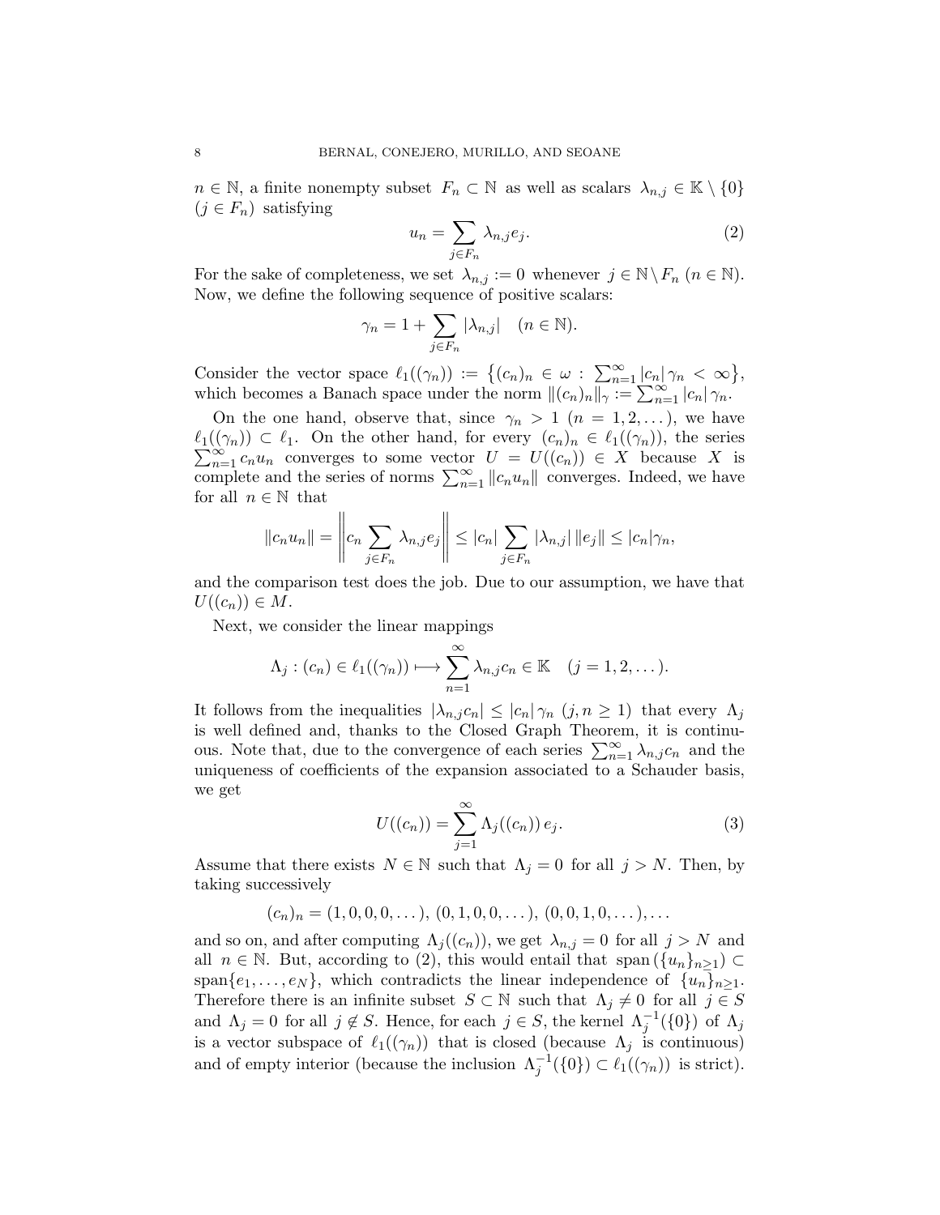$n \in \mathbb{N}$, a finite nonempty subset $F_n \subset \mathbb{N}$ as well as scalars $\lambda_{n,j} \in \mathbb{K} \setminus \{0\}$ $(j \in F_n)$ satisfying

$$u_n = \sum_{j \in F_n} \lambda_{n,j} e_j. \tag{2}$$

For the sake of completeness, we set $\lambda_{n,j} := 0$ whenever $j \in \mathbb{N} \setminus F_n$ $(n \in \mathbb{N})$. Now, we define the following sequence of positive scalars:

$$\gamma_n = 1 + \sum_{j \in F_n} |\lambda_{n,j}| \quad (n \in \mathbb{N}).$$

Consider the vector space $\ell_1((\gamma_n)) := \{(c_n)_n \in \omega : \sum_{n=1}^{\infty} |c_n| \, \gamma_n < \infty\}$, which becomes a Banach space under the norm $\|(c_n)_n\|_\gamma := \sum_{n=1}^{\infty} |c_n| \, \gamma_n$.

On the one hand, observe that, since $\gamma_n > 1$ $(n = 1, 2, \dots)$, we have $\ell_1((\gamma_n)) \subset \ell_1$. On the other hand, for every $(c_n)_n \in \ell_1((\gamma_n))$, the series $\sum_{n=1}^{\infty} c_n u_n$ converges to some vector $U = U((c_n)) \in X$ because $X$ is complete and the series of norms $\sum_{n=1}^{\infty} \|c_n u_n\|$ converges. Indeed, we have for all $n \in \mathbb{N}$ that

$$\|c_n u_n\| = \left\| c_n \sum_{j \in F_n} \lambda_{n,j} e_j \right\| \le |c_n| \sum_{j \in F_n} |\lambda_{n,j}| \, \|e_j\| \le |c_n| \gamma_n,$$

and the comparison test does the job. Due to our assumption, we have that $U((c_n)) \in M$.

Next, we consider the linear mappings

$$\Lambda_j : (c_n) \in \ell_1((\gamma_n)) \longmapsto \sum_{n=1}^{\infty} \lambda_{n,j} c_n \in \mathbb{K} \quad (j = 1, 2, \dots).$$

It follows from the inequalities $|\lambda_{n,j} c_n| \le |c_n| \, \gamma_n$ $(j, n \ge 1)$ that every $\Lambda_j$ is well defined and, thanks to the Closed Graph Theorem, it is continuous. Note that, due to the convergence of each series $\sum_{n=1}^{\infty} \lambda_{n,j} c_n$ and the uniqueness of coefficients of the expansion associated to a Schauder basis, we get

$$U((c_n)) = \sum_{j=1}^{\infty} \Lambda_j((c_n)) \, e_j. \tag{3}$$

Assume that there exists $N \in \mathbb{N}$ such that $\Lambda_j = 0$ for all $j > N$. Then, by taking successively

$$(c_n)_n = (1, 0, 0, 0, \dots), \, (0, 1, 0, 0, \dots), \, (0, 0, 1, 0, \dots), \dots$$

and so on, and after computing $\Lambda_j((c_n))$, we get $\lambda_{n,j} = 0$ for all $j > N$ and all $n \in \mathbb{N}$. But, according to (2), this would entail that $\text{span}\,(\{u_n\}_{n \ge 1}) \subset \text{span}\{e_1, \dots, e_N\}$, which contradicts the linear independence of $\{u_n\}_{n \ge 1}$. Therefore there is an infinite subset $S \subset \mathbb{N}$ such that $\Lambda_j \ne 0$ for all $j \in S$ and $\Lambda_j = 0$ for all $j \notin S$. Hence, for each $j \in S$, the kernel $\Lambda_j^{-1}(\{0\})$ of $\Lambda_j$ is a vector subspace of $\ell_1((\gamma_n))$ that is closed (because $\Lambda_j$ is continuous) and of empty interior (because the inclusion $\Lambda_j^{-1}(\{0\}) \subset \ell_1((\gamma_n))$ is strict).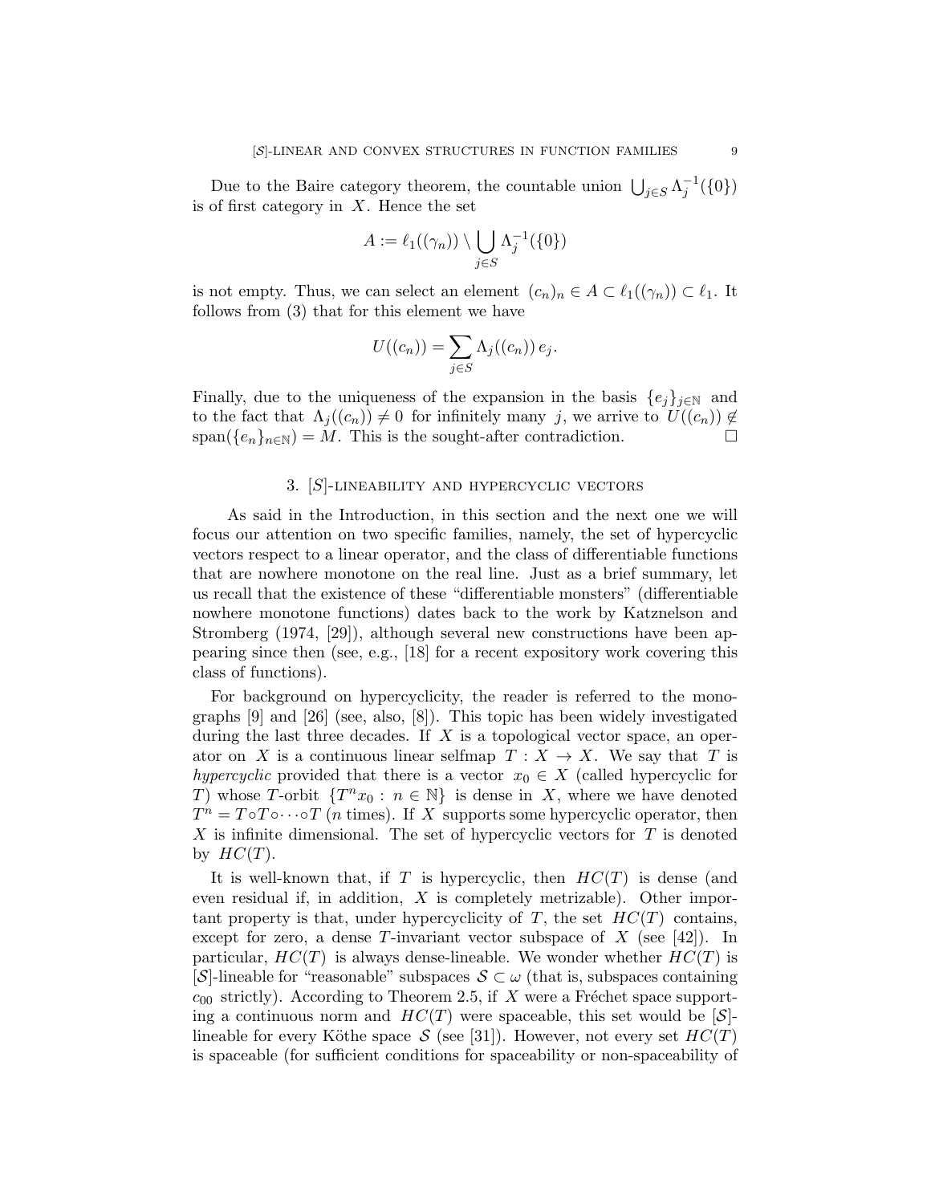Due to the Baire category theorem, the countable union $\bigcup_{j\in S}\Lambda_j^{-1}(\{0\})$ is of first category in $X$. Hence the set

$$A := \ell_1((\gamma_n)) \setminus \bigcup_{j\in S} \Lambda_j^{-1}(\{0\})$$

is not empty. Thus, we can select an element $(c_n)_n \in A \subset \ell_1((\gamma_n)) \subset \ell_1$. It follows from (3) that for this element we have

$$U((c_n)) = \sum_{j\in S} \Lambda_j((c_n))\, e_j.$$

Finally, due to the uniqueness of the expansion in the basis $\{e_j\}_{j\in\mathbb{N}}$ and to the fact that $\Lambda_j((c_n)) \neq 0$ for infinitely many $j$, we arrive to $U((c_n)) \notin \text{span}(\{e_n\}_{n\in\mathbb{N}}) = M$. This is the sought-after contradiction. $\square$

## 3. $[S]$-lineability and hypercyclic vectors

As said in the Introduction, in this section and the next one we will focus our attention on two specific families, namely, the set of hypercyclic vectors respect to a linear operator, and the class of differentiable functions that are nowhere monotone on the real line. Just as a brief summary, let us recall that the existence of these "differentiable monsters" (differentiable nowhere monotone functions) dates back to the work by Katznelson and Stromberg (1974, [29]), although several new constructions have been appearing since then (see, e.g., [18] for a recent expository work covering this class of functions).

For background on hypercyclicity, the reader is referred to the monographs [9] and [26] (see, also, [8]). This topic has been widely investigated during the last three decades. If $X$ is a topological vector space, an operator on $X$ is a continuous linear selfmap $T : X \to X$. We say that $T$ is *hypercyclic* provided that there is a vector $x_0 \in X$ (called hypercyclic for $T$) whose $T$-orbit $\{T^n x_0 : n \in \mathbb{N}\}$ is dense in $X$, where we have denoted $T^n = T \circ T \circ \cdots \circ T$ ($n$ times). If $X$ supports some hypercyclic operator, then $X$ is infinite dimensional. The set of hypercyclic vectors for $T$ is denoted by $HC(T)$.

It is well-known that, if $T$ is hypercyclic, then $HC(T)$ is dense (and even residual if, in addition, $X$ is completely metrizable). Other important property is that, under hypercyclicity of $T$, the set $HC(T)$ contains, except for zero, a dense $T$-invariant vector subspace of $X$ (see [42]). In particular, $HC(T)$ is always dense-lineable. We wonder whether $HC(T)$ is $[\mathcal{S}]$-lineable for "reasonable" subspaces $\mathcal{S} \subset \omega$ (that is, subspaces containing $c_{00}$ strictly). According to Theorem 2.5, if $X$ were a Fréchet space supporting a continuous norm and $HC(T)$ were spaceable, this set would be $[\mathcal{S}]$-lineable for every Köthe space $\mathcal{S}$ (see [31]). However, not every set $HC(T)$ is spaceable (for sufficient conditions for spaceability or non-spaceability of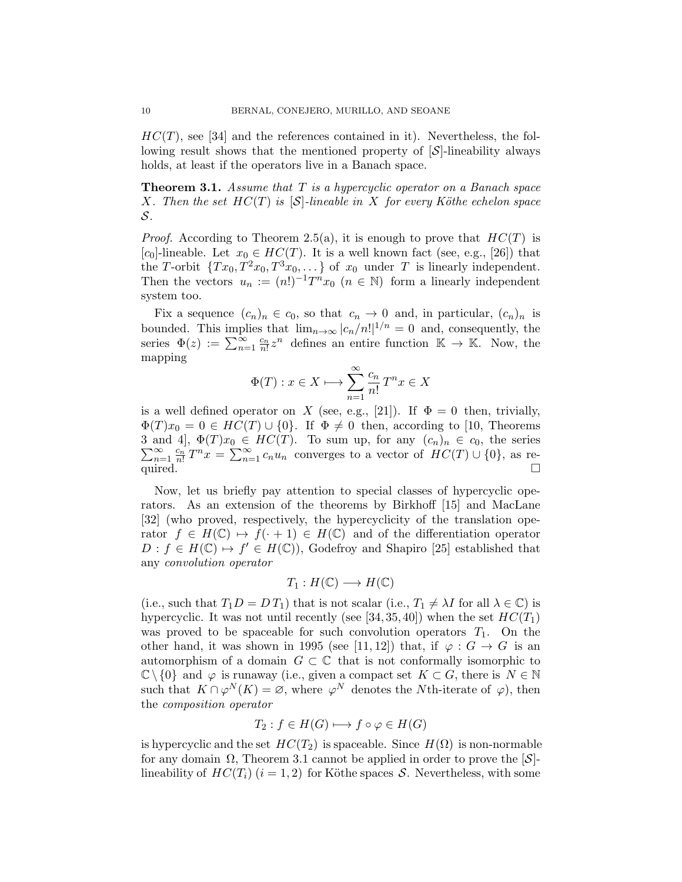$HC(T)$, see [34] and the references contained in it). Nevertheless, the following result shows that the mentioned property of $[\mathcal{S}]$-lineability always holds, at least if the operators live in a Banach space.

**Theorem 3.1.** *Assume that $T$ is a hypercyclic operator on a Banach space $X$. Then the set $HC(T)$ is $[\mathcal{S}]$-lineable in $X$ for every Köthe echelon space $\mathcal{S}$.*

*Proof.* According to Theorem 2.5(a), it is enough to prove that $HC(T)$ is $[c_0]$-lineable. Let $x_0 \in HC(T)$. It is a well known fact (see, e.g., [26]) that the $T$-orbit $\{Tx_0, T^2x_0, T^3x_0, \dots\}$ of $x_0$ under $T$ is linearly independent. Then the vectors $u_n := (n!)^{-1}T^n x_0$ ($n \in \mathbb{N}$) form a linearly independent system too.

Fix a sequence $(c_n)_n \in c_0$, so that $c_n \to 0$ and, in particular, $(c_n)_n$ is bounded. This implies that $\lim_{n\to\infty} |c_n/n!|^{1/n} = 0$ and, consequently, the series $\Phi(z) := \sum_{n=1}^{\infty} \frac{c_n}{n!} z^n$ defines an entire function $\mathbb{K} \to \mathbb{K}$. Now, the mapping

$$\Phi(T) : x \in X \longmapsto \sum_{n=1}^{\infty} \frac{c_n}{n!} T^n x \in X$$

is a well defined operator on $X$ (see, e.g., [21]). If $\Phi = 0$ then, trivially, $\Phi(T)x_0 = 0 \in HC(T) \cup \{0\}$. If $\Phi \neq 0$ then, according to [10, Theorems 3 and 4], $\Phi(T)x_0 \in HC(T)$. To sum up, for any $(c_n)_n \in c_0$, the series $\sum_{n=1}^{\infty} \frac{c_n}{n!} T^n x = \sum_{n=1}^{\infty} c_n u_n$ converges to a vector of $HC(T) \cup \{0\}$, as required. $\square$

Now, let us briefly pay attention to special classes of hypercyclic operators. As an extension of the theorems by Birkhoff [15] and MacLane [32] (who proved, respectively, the hypercyclicity of the translation operator $f \in H(\mathbb{C}) \mapsto f(\cdot + 1) \in H(\mathbb{C})$ and of the differentiation operator $D : f \in H(\mathbb{C}) \mapsto f' \in H(\mathbb{C})$), Godefroy and Shapiro [25] established that any *convolution operator*

$$T_1 : H(\mathbb{C}) \longrightarrow H(\mathbb{C})$$

(i.e., such that $T_1 D = D\,T_1$) that is not scalar (i.e., $T_1 \neq \lambda I$ for all $\lambda \in \mathbb{C}$) is hypercyclic. It was not until recently (see [34, 35, 40]) when the set $HC(T_1)$ was proved to be spaceable for such convolution operators $T_1$. On the other hand, it was shown in 1995 (see [11, 12]) that, if $\varphi : G \to G$ is an automorphism of a domain $G \subset \mathbb{C}$ that is not conformally isomorphic to $\mathbb{C} \setminus \{0\}$ and $\varphi$ is runaway (i.e., given a compact set $K \subset G$, there is $N \in \mathbb{N}$ such that $K \cap \varphi^N(K) = \varnothing$, where $\varphi^N$ denotes the $N$th-iterate of $\varphi$), then the *composition operator*

$$T_2 : f \in H(G) \longmapsto f \circ \varphi \in H(G)$$

is hypercyclic and the set $HC(T_2)$ is spaceable. Since $H(\Omega)$ is non-normable for any domain $\Omega$, Theorem 3.1 cannot be applied in order to prove the $[\mathcal{S}]$-lineability of $HC(T_i)$ ($i = 1, 2$) for Köthe spaces $\mathcal{S}$. Nevertheless, with some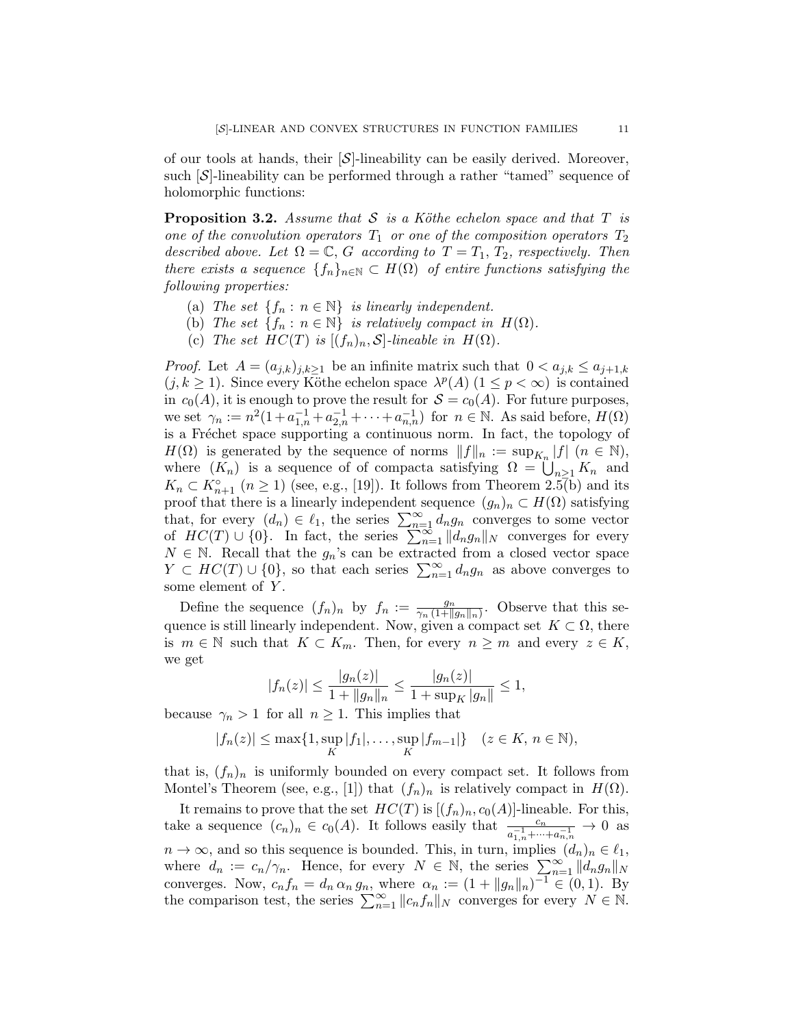of our tools at hands, their $[\mathcal{S}]$-lineability can be easily derived. Moreover, such $[\mathcal{S}]$-lineability can be performed through a rather "tamed" sequence of holomorphic functions:

**Proposition 3.2.** *Assume that $\mathcal{S}$ is a Köthe echelon space and that $T$ is one of the convolution operators $T_1$ or one of the composition operators $T_2$ described above. Let $\Omega = \mathbb{C}$, $G$ according to $T = T_1, T_2$, respectively. Then there exists a sequence $\{f_n\}_{n \in \mathbb{N}} \subset H(\Omega)$ of entire functions satisfying the following properties:*

- (a) *The set $\{f_n : n \in \mathbb{N}\}$ is linearly independent.*
- (b) *The set $\{f_n : n \in \mathbb{N}\}$ is relatively compact in $H(\Omega)$.*
- (c) *The set $HC(T)$ is $[(f_n)_n, \mathcal{S}]$-lineable in $H(\Omega)$.*

*Proof.* Let $A = (a_{j,k})_{j,k \geq 1}$ be an infinite matrix such that $0 < a_{j,k} \leq a_{j+1,k}$ $(j, k \geq 1)$. Since every Köthe echelon space $\lambda^p(A)$ $(1 \leq p < \infty)$ is contained in $c_0(A)$, it is enough to prove the result for $\mathcal{S} = c_0(A)$. For future purposes, we set $\gamma_n := n^2(1 + a_{1,n}^{-1} + a_{2,n}^{-1} + \cdots + a_{n,n}^{-1})$ for $n \in \mathbb{N}$. As said before, $H(\Omega)$ is a Fréchet space supporting a continuous norm. In fact, the topology of $H(\Omega)$ is generated by the sequence of norms $\|f\|_n := \sup_{K_n} |f|$ $(n \in \mathbb{N})$, where $(K_n)$ is a sequence of of compacta satisfying $\Omega = \bigcup_{n \geq 1} K_n$ and $K_n \subset K_{n+1}^\circ$ $(n \geq 1)$ (see, e.g., [19]). It follows from Theorem 2.5(b) and its proof that there is a linearly independent sequence $(g_n)_n \subset H(\Omega)$ satisfying that, for every $(d_n) \in \ell_1$, the series $\sum_{n=1}^\infty d_n g_n$ converges to some vector of $HC(T) \cup \{0\}$. In fact, the series $\sum_{n=1}^\infty \|d_n g_n\|_N$ converges for every $N \in \mathbb{N}$. Recall that the $g_n$'s can be extracted from a closed vector space $Y \subset HC(T) \cup \{0\}$, so that each series $\sum_{n=1}^\infty d_n g_n$ as above converges to some element of $Y$.

Define the sequence $(f_n)_n$ by $f_n := \frac{g_n}{\gamma_n (1 + \|g_n\|_n)}$. Observe that this sequence is still linearly independent. Now, given a compact set $K \subset \Omega$, there is $m \in \mathbb{N}$ such that $K \subset K_m$. Then, for every $n \geq m$ and every $z \in K$, we get

$$|f_n(z)| \leq \frac{|g_n(z)|}{1 + \|g_n\|_n} \leq \frac{|g_n(z)|}{1 + \sup_K |g_n\|} \leq 1,$$

because $\gamma_n > 1$ for all $n \geq 1$. This implies that

$$|f_n(z)| \leq \max\{1, \sup_K |f_1|, \ldots, \sup_K |f_{m-1}|\} \quad (z \in K,\, n \in \mathbb{N}),$$

that is, $(f_n)_n$ is uniformly bounded on every compact set. It follows from Montel's Theorem (see, e.g., [1]) that $(f_n)_n$ is relatively compact in $H(\Omega)$.

It remains to prove that the set $HC(T)$ is $[(f_n)_n, c_0(A)]$-lineable. For this, take a sequence $(c_n)_n \in c_0(A)$. It follows easily that $\frac{c_n}{a_{1,n}^{-1} + \cdots + a_{n,n}^{-1}} \to 0$ as $n \to \infty$, and so this sequence is bounded. This, in turn, implies $(d_n)_n \in \ell_1$, where $d_n := c_n/\gamma_n$. Hence, for every $N \in \mathbb{N}$, the series $\sum_{n=1}^\infty \|d_n g_n\|_N$ converges. Now, $c_n f_n = d_n \, \alpha_n \, g_n$, where $\alpha_n := (1 + \|g_n\|_n)^{-1} \in (0, 1)$. By the comparison test, the series $\sum_{n=1}^\infty \|c_n f_n\|_N$ converges for every $N \in \mathbb{N}$.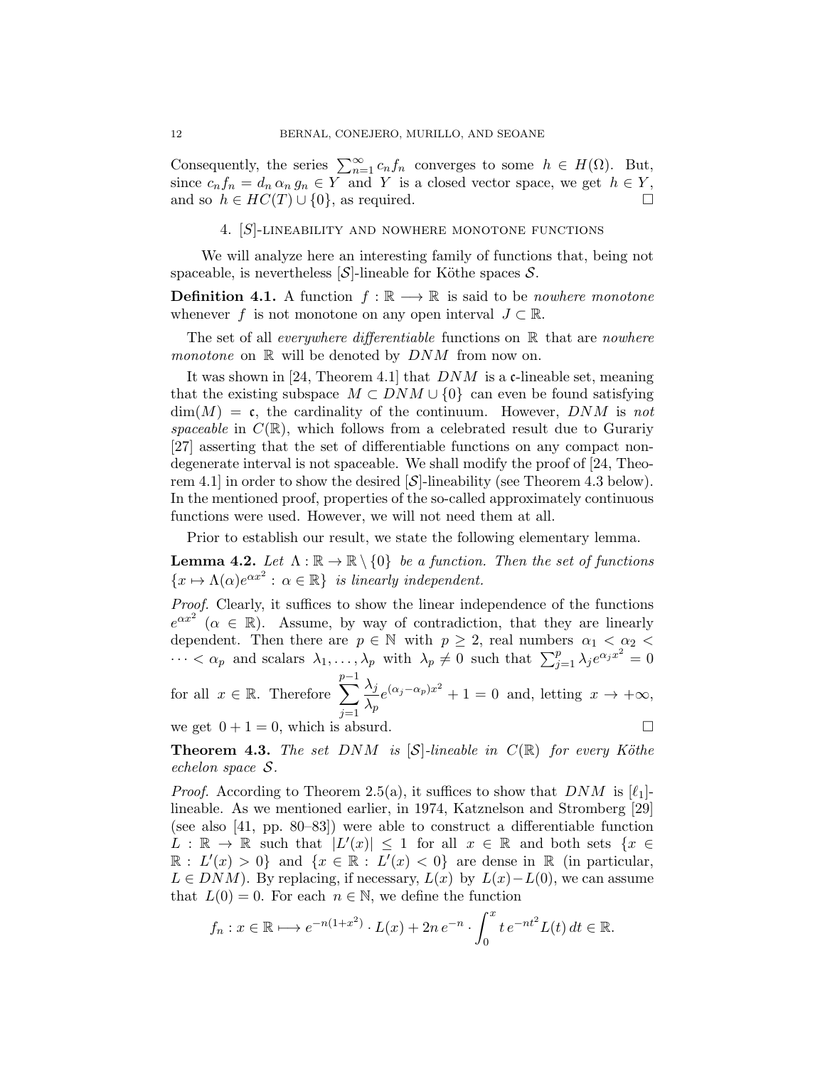Consequently, the series $\sum_{n=1}^{\infty} c_n f_n$ converges to some $h \in H(\Omega)$. But, since $c_n f_n = d_n \, \alpha_n \, g_n \in Y$ and $Y$ is a closed vector space, we get $h \in Y$, and so $h \in HC(T) \cup \{0\}$, as required. $\square$

## 4. $[S]$-lineability and nowhere monotone functions

We will analyze here an interesting family of functions that, being not spaceable, is nevertheless $[\mathcal{S}]$-lineable for Köthe spaces $\mathcal{S}$.

**Definition 4.1.** A function $f : \mathbb{R} \longrightarrow \mathbb{R}$ is said to be *nowhere monotone* whenever $f$ is not monotone on any open interval $J \subset \mathbb{R}$.

The set of all *everywhere differentiable* functions on $\mathbb{R}$ that are *nowhere monotone* on $\mathbb{R}$ will be denoted by $DNM$ from now on.

It was shown in [24, Theorem 4.1] that $DNM$ is a $\mathfrak{c}$-lineable set, meaning that the existing subspace $M \subset DNM \cup \{0\}$ can even be found satisfying $\dim(M) = \mathfrak{c}$, the cardinality of the continuum. However, $DNM$ is *not spaceable* in $C(\mathbb{R})$, which follows from a celebrated result due to Gurariy [27] asserting that the set of differentiable functions on any compact non-degenerate interval is not spaceable. We shall modify the proof of [24, Theorem 4.1] in order to show the desired $[\mathcal{S}]$-lineability (see Theorem 4.3 below). In the mentioned proof, properties of the so-called approximately continuous functions were used. However, we will not need them at all.

Prior to establish our result, we state the following elementary lemma.

**Lemma 4.2.** *Let $\Lambda : \mathbb{R} \to \mathbb{R} \setminus \{0\}$ be a function. Then the set of functions $\{x \mapsto \Lambda(\alpha)e^{\alpha x^2} : \alpha \in \mathbb{R}\}$ is linearly independent.*

*Proof.* Clearly, it suffices to show the linear independence of the functions $e^{\alpha x^2}$ ($\alpha \in \mathbb{R}$). Assume, by way of contradiction, that they are linearly dependent. Then there are $p \in \mathbb{N}$ with $p \geq 2$, real numbers $\alpha_1 < \alpha_2 < \cdots < \alpha_p$ and scalars $\lambda_1, \ldots, \lambda_p$ with $\lambda_p \neq 0$ such that $\sum_{j=1}^{p} \lambda_j e^{\alpha_j x^2} = 0$ for all $x \in \mathbb{R}$. Therefore $\displaystyle\sum_{j=1}^{p-1} \frac{\lambda_j}{\lambda_p} e^{(\alpha_j - \alpha_p)x^2} + 1 = 0$ and, letting $x \to +\infty$, we get $0 + 1 = 0$, which is absurd. $\square$

**Theorem 4.3.** *The set $DNM$ is $[\mathcal{S}]$-lineable in $C(\mathbb{R})$ for every Köthe echelon space $\mathcal{S}$.*

*Proof.* According to Theorem 2.5(a), it suffices to show that $DNM$ is $[\ell_1]$-lineable. As we mentioned earlier, in 1974, Katznelson and Stromberg [29] (see also [41, pp. 80–83]) were able to construct a differentiable function $L : \mathbb{R} \to \mathbb{R}$ such that $|L'(x)| \leq 1$ for all $x \in \mathbb{R}$ and both sets $\{x \in \mathbb{R} : L'(x) > 0\}$ and $\{x \in \mathbb{R} : L'(x) < 0\}$ are dense in $\mathbb{R}$ (in particular, $L \in DNM$). By replacing, if necessary, $L(x)$ by $L(x) - L(0)$, we can assume that $L(0) = 0$. For each $n \in \mathbb{N}$, we define the function

$$f_n : x \in \mathbb{R} \longmapsto e^{-n(1+x^2)} \cdot L(x) + 2n \, e^{-n} \cdot \int_0^x t \, e^{-nt^2} L(t) \, dt \in \mathbb{R}.$$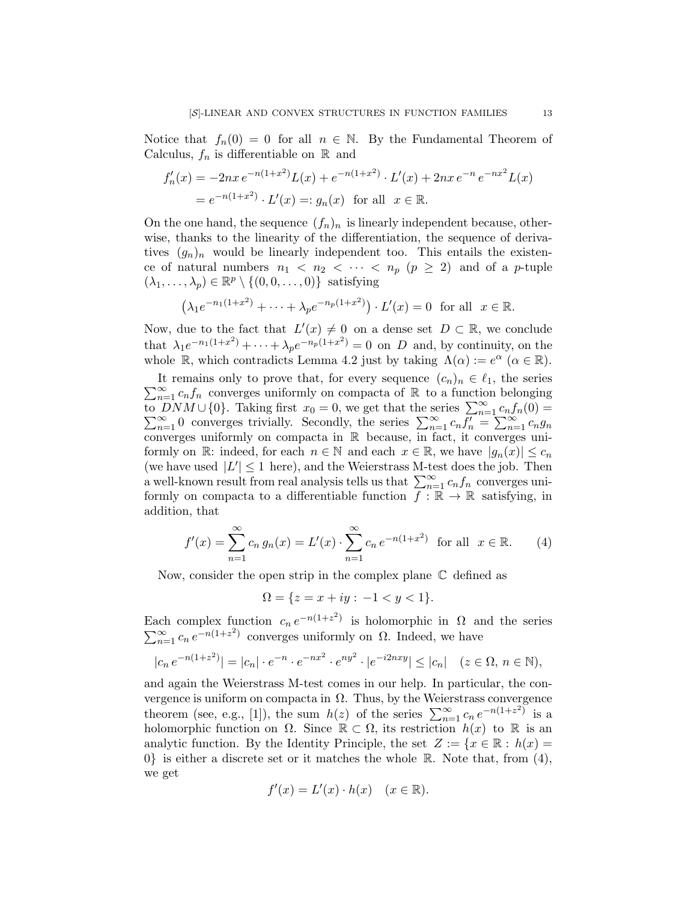Notice that $f_n(0) = 0$ for all $n \in \mathbb{N}$. By the Fundamental Theorem of Calculus, $f_n$ is differentiable on $\mathbb{R}$ and

$$
\begin{aligned}
f_n'(x) &= -2nx\, e^{-n(1+x^2)} L(x) + e^{-n(1+x^2)} \cdot L'(x) + 2nx\, e^{-n}\, e^{-nx^2} L(x) \\
&= e^{-n(1+x^2)} \cdot L'(x) =: g_n(x) \ \text{ for all } \ x \in \mathbb{R}.
\end{aligned}
$$

On the one hand, the sequence $(f_n)_n$ is linearly independent because, otherwise, thanks to the linearity of the differentiation, the sequence of derivatives $(g_n)_n$ would be linearly independent too. This entails the existence of natural numbers $n_1 < n_2 < \cdots < n_p$ $(p \geq 2)$ and of a $p$-tuple $(\lambda_1, \dots, \lambda_p) \in \mathbb{R}^p \setminus \{(0, 0, \dots, 0)\}$ satisfying

$$
\left(\lambda_1 e^{-n_1(1+x^2)} + \cdots + \lambda_p e^{-n_p(1+x^2)}\right) \cdot L'(x) = 0 \ \text{ for all } \ x \in \mathbb{R}.
$$

Now, due to the fact that $L'(x) \neq 0$ on a dense set $D \subset \mathbb{R}$, we conclude that $\lambda_1 e^{-n_1(1+x^2)} + \cdots + \lambda_p e^{-n_p(1+x^2)} = 0$ on $D$ and, by continuity, on the whole $\mathbb{R}$, which contradicts Lemma 4.2 just by taking $\Lambda(\alpha) := e^{\alpha}$ $(\alpha \in \mathbb{R})$.

It remains only to prove that, for every sequence $(c_n)_n \in \ell_1$, the series $\sum_{n=1}^{\infty} c_n f_n$ converges uniformly on compacta of $\mathbb{R}$ to a function belonging to $DNM \cup \{0\}$. Taking first $x_0 = 0$, we get that the series $\sum_{n=1}^{\infty} c_n f_n(0) = \sum_{n=1}^{\infty} 0$ converges trivially. Secondly, the series $\sum_{n=1}^{\infty} c_n f_n' = \sum_{n=1}^{\infty} c_n g_n$ converges uniformly on compacta in $\mathbb{R}$ because, in fact, it converges uniformly on $\mathbb{R}$: indeed, for each $n \in \mathbb{N}$ and each $x \in \mathbb{R}$, we have $|g_n(x)| \leq c_n$ (we have used $|L'| \leq 1$ here), and the Weierstrass M-test does the job. Then a well-known result from real analysis tells us that $\sum_{n=1}^{\infty} c_n f_n$ converges uniformly on compacta to a differentiable function $f : \mathbb{R} \to \mathbb{R}$ satisfying, in addition, that

$$
f'(x) = \sum_{n=1}^{\infty} c_n\, g_n(x) = L'(x) \cdot \sum_{n=1}^{\infty} c_n\, e^{-n(1+x^2)} \ \text{ for all } \ x \in \mathbb{R}. \tag{4}
$$

Now, consider the open strip in the complex plane $\mathbb{C}$ defined as

$$
\Omega = \{z = x + iy : \, -1 < y < 1\}.
$$

Each complex function $c_n\, e^{-n(1+z^2)}$ is holomorphic in $\Omega$ and the series $\sum_{n=1}^{\infty} c_n\, e^{-n(1+z^2)}$ converges uniformly on $\Omega$. Indeed, we have

$$
|c_n\, e^{-n(1+z^2)}| = |c_n| \cdot e^{-n} \cdot e^{-nx^2} \cdot e^{ny^2} \cdot |e^{-i2nxy}| \leq |c_n| \quad (z \in \Omega, \, n \in \mathbb{N}),
$$

and again the Weierstrass M-test comes in our help. In particular, the convergence is uniform on compacta in $\Omega$. Thus, by the Weierstrass convergence theorem (see, e.g., [1]), the sum $h(z)$ of the series $\sum_{n=1}^{\infty} c_n\, e^{-n(1+z^2)}$ is a holomorphic function on $\Omega$. Since $\mathbb{R} \subset \Omega$, its restriction $h(x)$ to $\mathbb{R}$ is an analytic function. By the Identity Principle, the set $Z := \{x \in \mathbb{R} : h(x) = 0\}$ is either a discrete set or it matches the whole $\mathbb{R}$. Note that, from (4), we get

$$
f'(x) = L'(x) \cdot h(x) \quad (x \in \mathbb{R}).
$$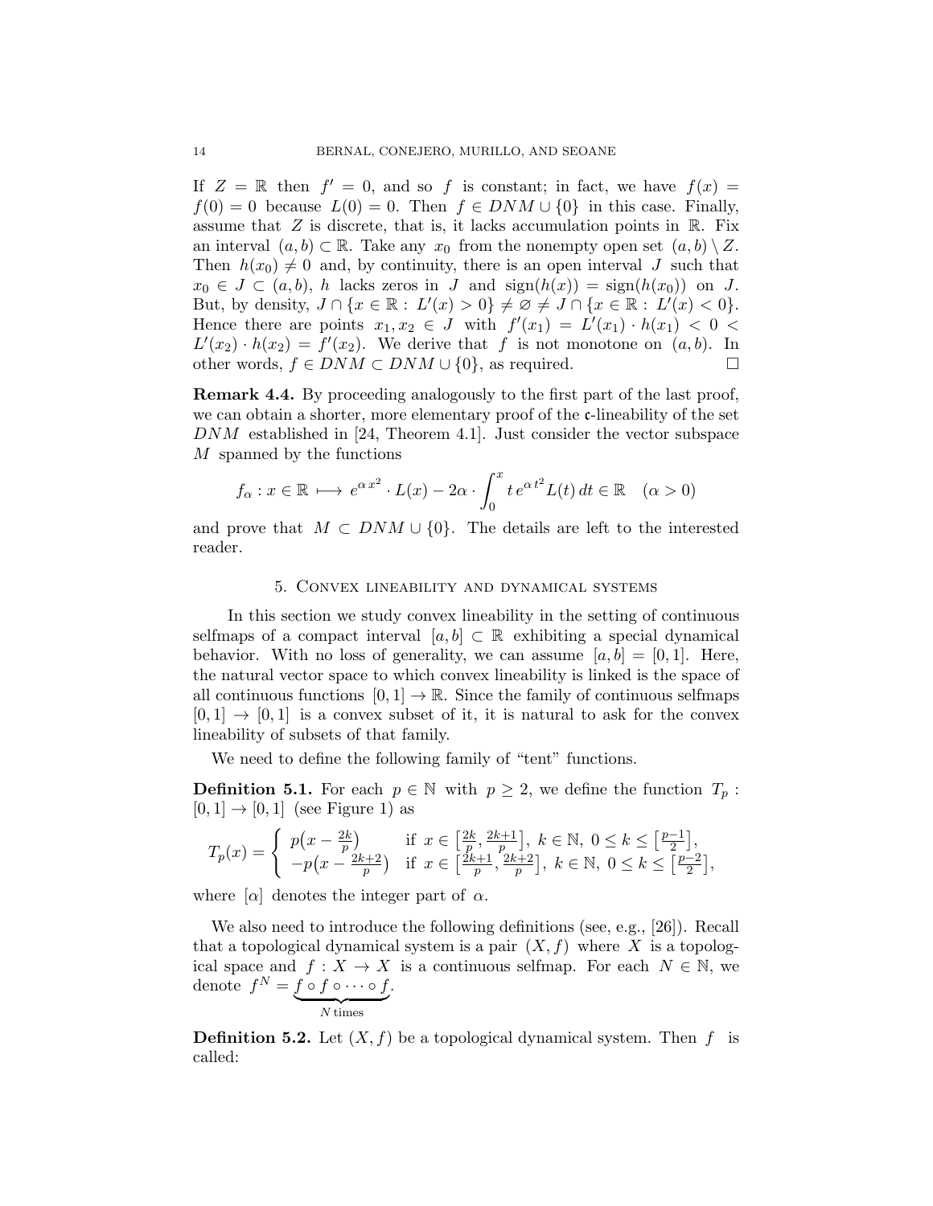If $Z = \mathbb{R}$ then $f' = 0$, and so $f$ is constant; in fact, we have $f(x) = f(0) = 0$ because $L(0) = 0$. Then $f \in DNM \cup \{0\}$ in this case. Finally, assume that $Z$ is discrete, that is, it lacks accumulation points in $\mathbb{R}$. Fix an interval $(a,b) \subset \mathbb{R}$. Take any $x_0$ from the nonempty open set $(a,b) \setminus Z$. Then $h(x_0) \neq 0$ and, by continuity, there is an open interval $J$ such that $x_0 \in J \subset (a,b)$, $h$ lacks zeros in $J$ and $\text{sign}(h(x)) = \text{sign}(h(x_0))$ on $J$. But, by density, $J \cap \{x \in \mathbb{R} : L'(x) > 0\} \neq \varnothing \neq J \cap \{x \in \mathbb{R} : L'(x) < 0\}$. Hence there are points $x_1, x_2 \in J$ with $f'(x_1) = L'(x_1) \cdot h(x_1) < 0 < L'(x_2) \cdot h(x_2) = f'(x_2)$. We derive that $f$ is not monotone on $(a,b)$. In other words, $f \in DNM \subset DNM \cup \{0\}$, as required. □

**Remark 4.4.** By proceeding analogously to the first part of the last proof, we can obtain a shorter, more elementary proof of the $\mathfrak{c}$-lineability of the set $DNM$ established in [24, Theorem 4.1]. Just consider the vector subspace $M$ spanned by the functions

$$f_\alpha : x \in \mathbb{R} \longmapsto e^{\alpha x^2} \cdot L(x) - 2\alpha \cdot \int_0^x t\, e^{\alpha t^2} L(t)\, dt \in \mathbb{R} \quad (\alpha > 0)$$

and prove that $M \subset DNM \cup \{0\}$. The details are left to the interested reader.

## 5. Convex lineability and dynamical systems

In this section we study convex lineability in the setting of continuous selfmaps of a compact interval $[a,b] \subset \mathbb{R}$ exhibiting a special dynamical behavior. With no loss of generality, we can assume $[a,b] = [0,1]$. Here, the natural vector space to which convex lineability is linked is the space of all continuous functions $[0,1] \to \mathbb{R}$. Since the family of continuous selfmaps $[0,1] \to [0,1]$ is a convex subset of it, it is natural to ask for the convex lineability of subsets of that family.

We need to define the following family of "tent" functions.

**Definition 5.1.** For each $p \in \mathbb{N}$ with $p \geq 2$, we define the function $T_p : [0,1] \to [0,1]$ (see Figure 1) as

$$T_p(x) = \begin{cases} p\big(x - \frac{2k}{p}\big) & \text{if } x \in \big[\frac{2k}{p}, \frac{2k+1}{p}\big],\ k \in \mathbb{N},\ 0 \leq k \leq \big[\frac{p-1}{2}\big], \\ -p\big(x - \frac{2k+2}{p}\big) & \text{if } x \in \big[\frac{2k+1}{p}, \frac{2k+2}{p}\big],\ k \in \mathbb{N},\ 0 \leq k \leq \big[\frac{p-2}{2}\big], \end{cases}$$

where $[\alpha]$ denotes the integer part of $\alpha$.

We also need to introduce the following definitions (see, e.g., [26]). Recall that a topological dynamical system is a pair $(X,f)$ where $X$ is a topological space and $f : X \to X$ is a continuous selfmap. For each $N \in \mathbb{N}$, we denote $f^N = \underbrace{f \circ f \circ \cdots \circ f}_{N \text{ times}}$.

**Definition 5.2.** Let $(X,f)$ be a topological dynamical system. Then $f$ is called: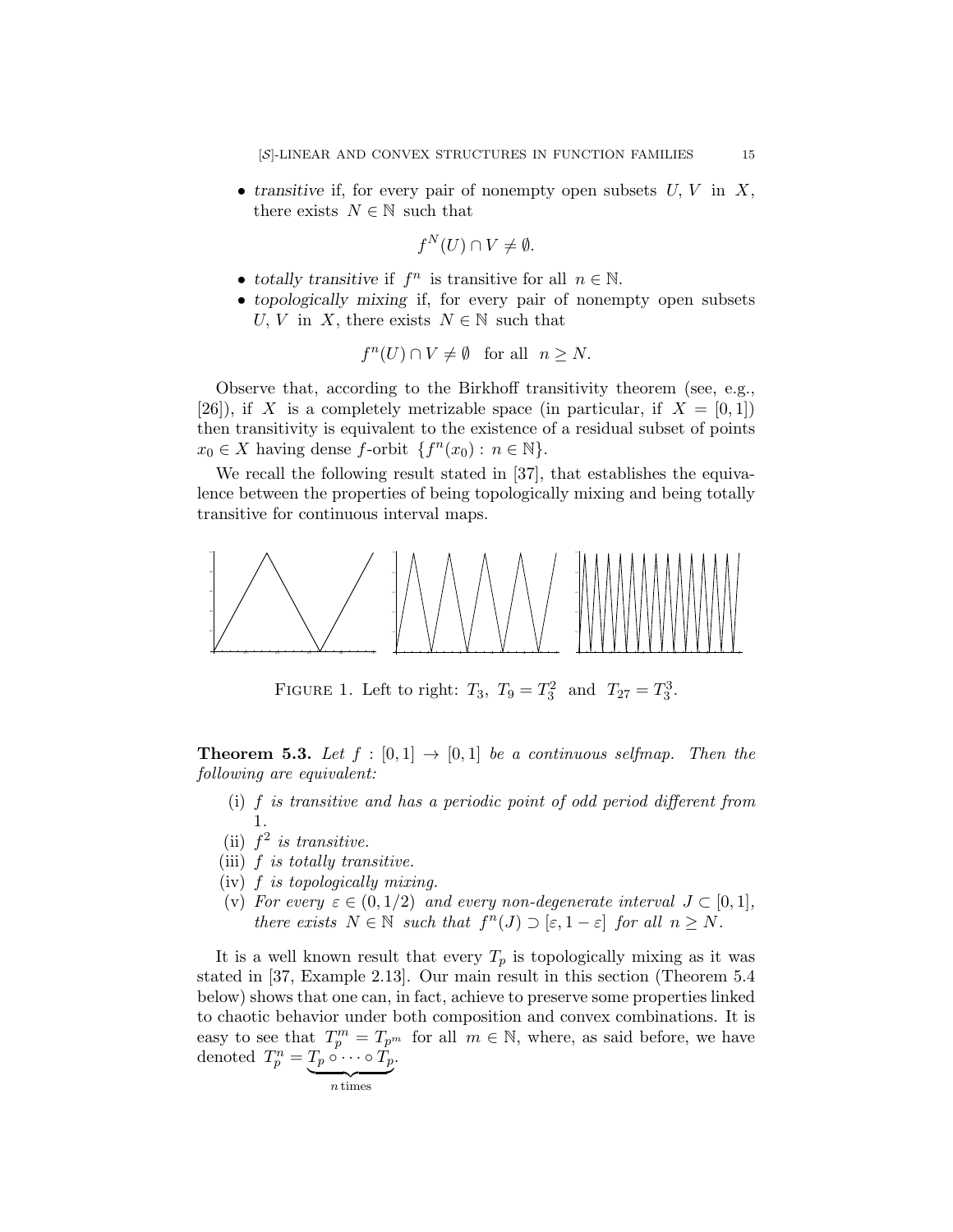- *transitive* if, for every pair of nonempty open subsets $U, V$ in $X$, there exists $N \in \mathbb{N}$ such that

$$f^N(U) \cap V \neq \emptyset.$$

- *totally transitive* if $f^n$ is transitive for all $n \in \mathbb{N}$.
- *topologically mixing* if, for every pair of nonempty open subsets $U, V$ in $X$, there exists $N \in \mathbb{N}$ such that

$$f^n(U) \cap V \neq \emptyset \quad \text{for all} \quad n \geq N.$$

Observe that, according to the Birkhoff transitivity theorem (see, e.g., [26]), if $X$ is a completely metrizable space (in particular, if $X = [0, 1]$) then transitivity is equivalent to the existence of a residual subset of points $x_0 \in X$ having dense $f$-orbit $\{f^n(x_0) : n \in \mathbb{N}\}$.

We recall the following result stated in [37], that establishes the equivalence between the properties of being topologically mixing and being totally transitive for continuous interval maps.

FIGURE 1. Left to right: $T_3$, $T_9 = T_3^2$ and $T_{27} = T_3^3$.

**Theorem 5.3.** *Let $f : [0, 1] \to [0, 1]$ be a continuous selfmap. Then the following are equivalent:*

(i) *$f$ is transitive and has a periodic point of odd period different from 1.*
(ii) *$f^2$ is transitive.*
(iii) *$f$ is totally transitive.*
(iv) *$f$ is topologically mixing.*
(v) *For every $\varepsilon \in (0, 1/2)$ and every non-degenerate interval $J \subset [0, 1]$, there exists $N \in \mathbb{N}$ such that $f^n(J) \supset [\varepsilon, 1 - \varepsilon]$ for all $n \geq N$.*

It is a well known result that every $T_p$ is topologically mixing as it was stated in [37, Example 2.13]. Our main result in this section (Theorem 5.4 below) shows that one can, in fact, achieve to preserve some properties linked to chaotic behavior under both composition and convex combinations. It is easy to see that $T_p^m = T_{p^m}$ for all $m \in \mathbb{N}$, where, as said before, we have denoted $T_p^n = \underbrace{T_p \circ \cdots \circ T_p}_{n \text{ times}}$.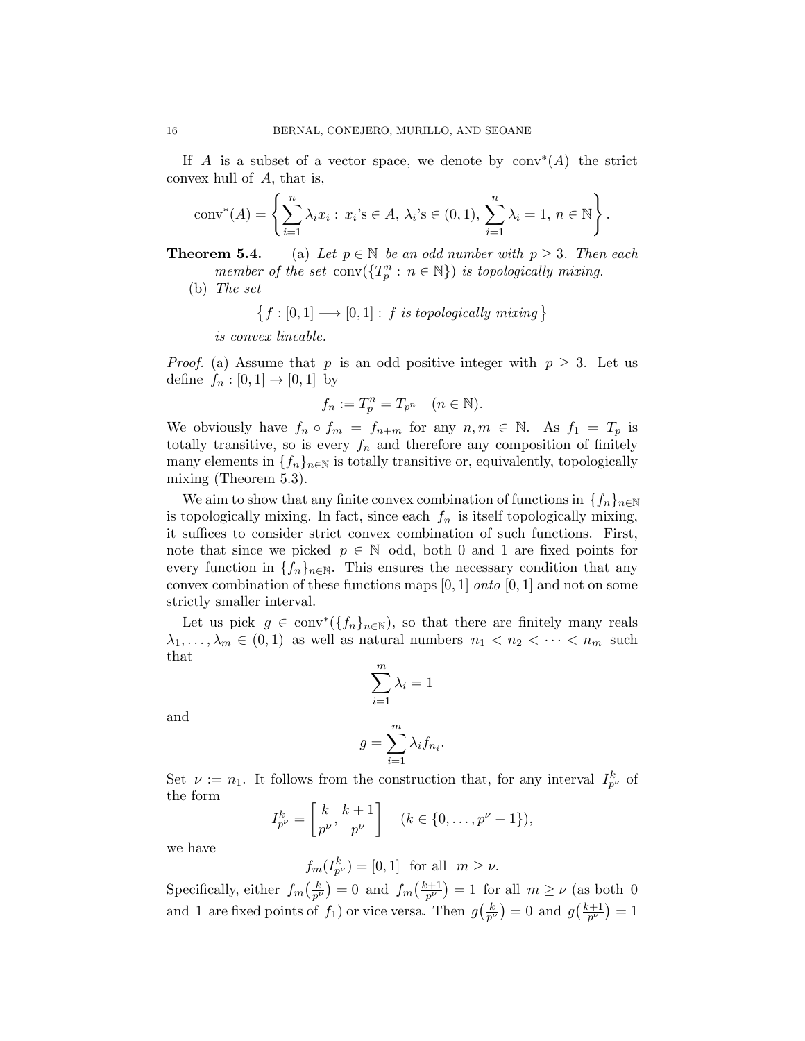If $A$ is a subset of a vector space, we denote by $\operatorname{conv}^*(A)$ the strict convex hull of $A$, that is,

$$\operatorname{conv}^*(A) = \left\{ \sum_{i=1}^{n} \lambda_i x_i : x_i\text{'s} \in A,\ \lambda_i\text{'s} \in (0,1),\ \sum_{i=1}^{n} \lambda_i = 1,\ n \in \mathbb{N} \right\}.$$

**Theorem 5.4.** (a) *Let $p \in \mathbb{N}$ be an odd number with $p \geq 3$. Then each member of the set $\operatorname{conv}(\{T_p^n : n \in \mathbb{N}\})$ is topologically mixing.*

(b) *The set*

$$\{ f : [0,1] \longrightarrow [0,1] : f \text{ is topologically mixing} \}$$

*is convex lineable.*

*Proof.* (a) Assume that $p$ is an odd positive integer with $p \geq 3$. Let us define $f_n : [0,1] \to [0,1]$ by

$$f_n := T_p^n = T_{p^n} \quad (n \in \mathbb{N}).$$

We obviously have $f_n \circ f_m = f_{n+m}$ for any $n, m \in \mathbb{N}$. As $f_1 = T_p$ is totally transitive, so is every $f_n$ and therefore any composition of finitely many elements in $\{f_n\}_{n\in\mathbb{N}}$ is totally transitive or, equivalently, topologically mixing (Theorem 5.3).

We aim to show that any finite convex combination of functions in $\{f_n\}_{n\in\mathbb{N}}$ is topologically mixing. In fact, since each $f_n$ is itself topologically mixing, it suffices to consider strict convex combination of such functions. First, note that since we picked $p \in \mathbb{N}$ odd, both 0 and 1 are fixed points for every function in $\{f_n\}_{n\in\mathbb{N}}$. This ensures the necessary condition that any convex combination of these functions maps $[0,1]$ *onto* $[0,1]$ and not on some strictly smaller interval.

Let us pick $g \in \operatorname{conv}^*(\{f_n\}_{n\in\mathbb{N}})$, so that there are finitely many reals $\lambda_1, \ldots, \lambda_m \in (0,1)$ as well as natural numbers $n_1 < n_2 < \cdots < n_m$ such that

$$\sum_{i=1}^{m} \lambda_i = 1$$

and

$$g = \sum_{i=1}^{m} \lambda_i f_{n_i}.$$

Set $\nu := n_1$. It follows from the construction that, for any interval $I_{p^\nu}^k$ of the form

$$I_{p^\nu}^k = \left[ \frac{k}{p^\nu}, \frac{k+1}{p^\nu} \right] \quad (k \in \{0, \ldots, p^\nu - 1\}),$$

we have

$$f_m(I_{p^\nu}^k) = [0,1] \text{ for all } m \geq \nu.$$

Specifically, either $f_m\big(\frac{k}{p^\nu}\big) = 0$ and $f_m\big(\frac{k+1}{p^\nu}\big) = 1$ for all $m \geq \nu$ (as both 0 and 1 are fixed points of $f_1$) or vice versa. Then $g\big(\frac{k}{p^\nu}\big) = 0$ and $g\big(\frac{k+1}{p^\nu}\big) = 1$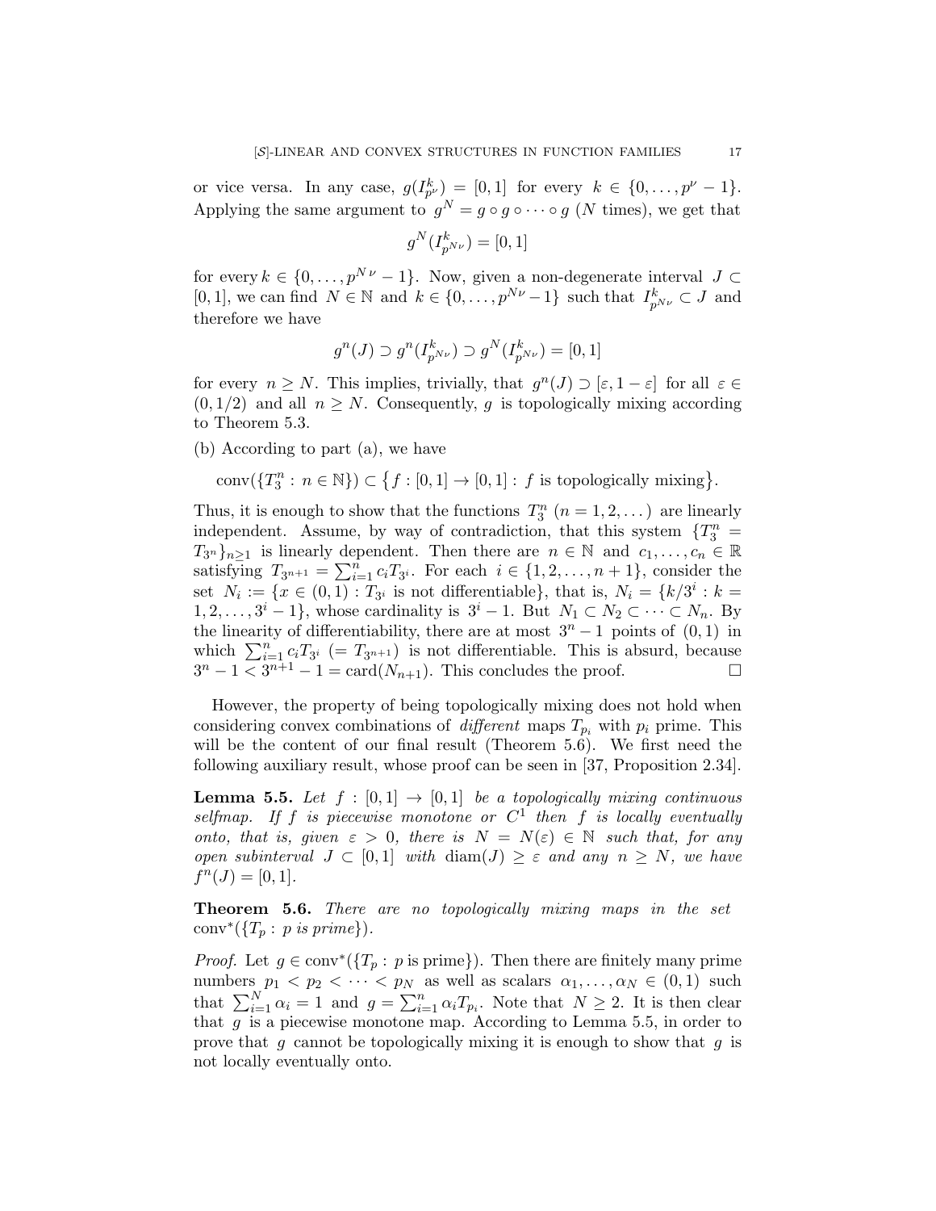or vice versa. In any case, $g(I^k_{p^\nu}) = [0,1]$ for every $k \in \{0,\dots,p^\nu - 1\}$. Applying the same argument to $g^N = g \circ g \circ \cdots \circ g$ ($N$ times), we get that

$$g^N(I^k_{p^{N\nu}}) = [0,1]$$

for every $k \in \{0,\dots,p^{N\,\nu} - 1\}$. Now, given a non-degenerate interval $J \subset [0,1]$, we can find $N \in \mathbb{N}$ and $k \in \{0,\dots,p^{N\nu} - 1\}$ such that $I^k_{p^{N\nu}} \subset J$ and therefore we have

$$g^n(J) \supset g^n(I^k_{p^{N\nu}}) \supset g^N(I^k_{p^{N\nu}}) = [0,1]$$

for every $n \geq N$. This implies, trivially, that $g^n(J) \supset [\varepsilon, 1-\varepsilon]$ for all $\varepsilon \in (0,1/2)$ and all $n \geq N$. Consequently, $g$ is topologically mixing according to Theorem 5.3.

(b) According to part (a), we have

$$\mathrm{conv}(\{T_3^n : n \in \mathbb{N}\}) \subset \big\{f : [0,1] \to [0,1] : f \text{ is topologically mixing}\big\}.$$

Thus, it is enough to show that the functions $T_3^n$ $(n = 1,2,\dots)$ are linearly independent. Assume, by way of contradiction, that this system $\{T_3^n = T_{3^n}\}_{n\geq 1}$ is linearly dependent. Then there are $n \in \mathbb{N}$ and $c_1,\dots,c_n \in \mathbb{R}$ satisfying $T_{3^{n+1}} = \sum_{i=1}^n c_i T_{3^i}$. For each $i \in \{1,2,\dots,n+1\}$, consider the set $N_i := \{x \in (0,1) : T_{3^i} \text{ is not differentiable}\}$, that is, $N_i = \{k/3^i : k = 1,2,\dots,3^i - 1\}$, whose cardinality is $3^i - 1$. But $N_1 \subset N_2 \subset \cdots \subset N_n$. By the linearity of differentiability, there are at most $3^n - 1$ points of $(0,1)$ in which $\sum_{i=1}^n c_i T_{3^i}$ $(= T_{3^{n+1}})$ is not differentiable. This is absurd, because $3^n - 1 < 3^{n+1} - 1 = \mathrm{card}(N_{n+1})$. This concludes the proof. $\square$

However, the property of being topologically mixing does not hold when considering convex combinations of *different* maps $T_{p_i}$ with $p_i$ prime. This will be the content of our final result (Theorem 5.6). We first need the following auxiliary result, whose proof can be seen in [37, Proposition 2.34].

**Lemma 5.5.** *Let $f : [0,1] \to [0,1]$ be a topologically mixing continuous selfmap. If $f$ is piecewise monotone or $C^1$ then $f$ is locally eventually onto, that is, given $\varepsilon > 0$, there is $N = N(\varepsilon) \in \mathbb{N}$ such that, for any open subinterval $J \subset [0,1]$ with $\mathrm{diam}(J) \geq \varepsilon$ and any $n \geq N$, we have $f^n(J) = [0,1]$.*

**Theorem 5.6.** *There are no topologically mixing maps in the set $\mathrm{conv}^*(\{T_p : p \text{ is prime}\})$.*

*Proof.* Let $g \in \mathrm{conv}^*(\{T_p : p \text{ is prime}\})$. Then there are finitely many prime numbers $p_1 < p_2 < \cdots < p_N$ as well as scalars $\alpha_1,\dots,\alpha_N \in (0,1)$ such that $\sum_{i=1}^N \alpha_i = 1$ and $g = \sum_{i=1}^n \alpha_i T_{p_i}$. Note that $N \geq 2$. It is then clear that $g$ is a piecewise monotone map. According to Lemma 5.5, in order to prove that $g$ cannot be topologically mixing it is enough to show that $g$ is not locally eventually onto.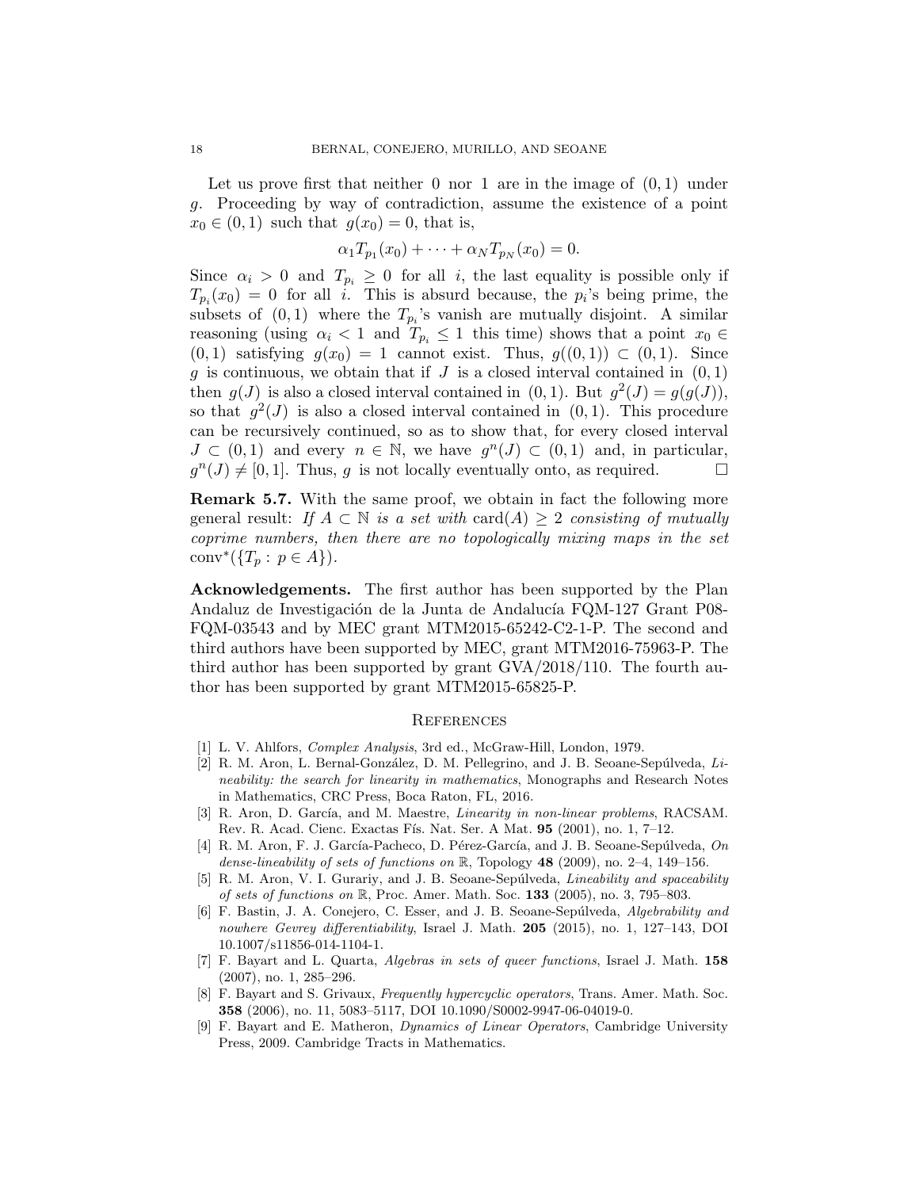Let us prove first that neither 0 nor 1 are in the image of $(0,1)$ under $g$. Proceeding by way of contradiction, assume the existence of a point $x_0 \in (0,1)$ such that $g(x_0) = 0$, that is,

$$\alpha_1 T_{p_1}(x_0) + \cdots + \alpha_N T_{p_N}(x_0) = 0.$$

Since $\alpha_i > 0$ and $T_{p_i} \geq 0$ for all $i$, the last equality is possible only if $T_{p_i}(x_0) = 0$ for all $i$. This is absurd because, the $p_i$'s being prime, the subsets of $(0,1)$ where the $T_{p_i}$'s vanish are mutually disjoint. A similar reasoning (using $\alpha_i < 1$ and $T_{p_i} \leq 1$ this time) shows that a point $x_0 \in (0,1)$ satisfying $g(x_0) = 1$ cannot exist. Thus, $g((0,1)) \subset (0,1)$. Since $g$ is continuous, we obtain that if $J$ is a closed interval contained in $(0,1)$ then $g(J)$ is also a closed interval contained in $(0,1)$. But $g^2(J) = g(g(J))$, so that $g^2(J)$ is also a closed interval contained in $(0,1)$. This procedure can be recursively continued, so as to show that, for every closed interval $J \subset (0,1)$ and every $n \in \mathbb{N}$, we have $g^n(J) \subset (0,1)$ and, in particular, $g^n(J) \neq [0,1]$. Thus, $g$ is not locally eventually onto, as required. □

**Remark 5.7.** With the same proof, we obtain in fact the following more general result: *If $A \subset \mathbb{N}$ is a set with $\mathrm{card}(A) \geq 2$ consisting of mutually coprime numbers, then there are no topologically mixing maps in the set* $\mathrm{conv}^*(\{T_p : p \in A\})$.

**Acknowledgements.** The first author has been supported by the Plan Andaluz de Investigación de la Junta de Andalucía FQM-127 Grant P08-FQM-03543 and by MEC grant MTM2015-65242-C2-1-P. The second and third authors have been supported by MEC, grant MTM2016-75963-P. The third author has been supported by grant GVA/2018/110. The fourth author has been supported by grant MTM2015-65825-P.

## References

[1] L. V. Ahlfors, *Complex Analysis*, 3rd ed., McGraw-Hill, London, 1979.

[2] R. M. Aron, L. Bernal-González, D. M. Pellegrino, and J. B. Seoane-Sepúlveda, *Lineability: the search for linearity in mathematics*, Monographs and Research Notes in Mathematics, CRC Press, Boca Raton, FL, 2016.

[3] R. Aron, D. García, and M. Maestre, *Linearity in non-linear problems*, RACSAM. Rev. R. Acad. Cienc. Exactas Fís. Nat. Ser. A Mat. **95** (2001), no. 1, 7–12.

[4] R. M. Aron, F. J. García-Pacheco, D. Pérez-García, and J. B. Seoane-Sepúlveda, *On dense-lineability of sets of functions on* $\mathbb{R}$, Topology **48** (2009), no. 2–4, 149–156.

[5] R. M. Aron, V. I. Gurariy, and J. B. Seoane-Sepúlveda, *Lineability and spaceability of sets of functions on* $\mathbb{R}$, Proc. Amer. Math. Soc. **133** (2005), no. 3, 795–803.

[6] F. Bastin, J. A. Conejero, C. Esser, and J. B. Seoane-Sepúlveda, *Algebrability and nowhere Gevrey differentiability*, Israel J. Math. **205** (2015), no. 1, 127–143, DOI 10.1007/s11856-014-1104-1.

[7] F. Bayart and L. Quarta, *Algebras in sets of queer functions*, Israel J. Math. **158** (2007), no. 1, 285–296.

[8] F. Bayart and S. Grivaux, *Frequently hypercyclic operators*, Trans. Amer. Math. Soc. **358** (2006), no. 11, 5083–5117, DOI 10.1090/S0002-9947-06-04019-0.

[9] F. Bayart and E. Matheron, *Dynamics of Linear Operators*, Cambridge University Press, 2009. Cambridge Tracts in Mathematics.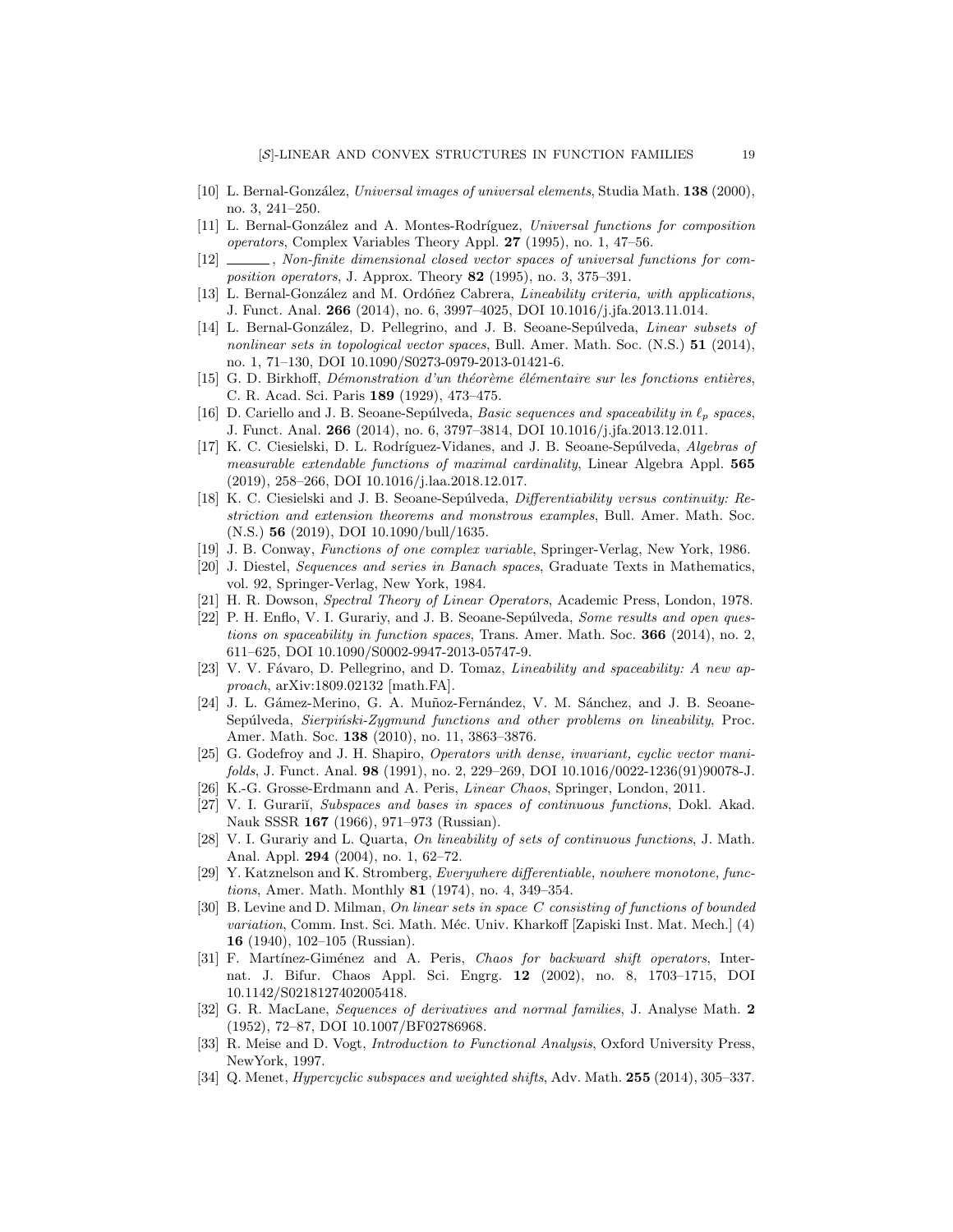[10] L. Bernal-González, *Universal images of universal elements*, Studia Math. **138** (2000), no. 3, 241–250.

[11] L. Bernal-González and A. Montes-Rodríguez, *Universal functions for composition operators*, Complex Variables Theory Appl. **27** (1995), no. 1, 47–56.

[12] ______, *Non-finite dimensional closed vector spaces of universal functions for composition operators*, J. Approx. Theory **82** (1995), no. 3, 375–391.

[13] L. Bernal-González and M. Ordóñez Cabrera, *Lineability criteria, with applications*, J. Funct. Anal. **266** (2014), no. 6, 3997–4025, DOI 10.1016/j.jfa.2013.11.014.

[14] L. Bernal-González, D. Pellegrino, and J. B. Seoane-Sepúlveda, *Linear subsets of nonlinear sets in topological vector spaces*, Bull. Amer. Math. Soc. (N.S.) **51** (2014), no. 1, 71–130, DOI 10.1090/S0273-0979-2013-01421-6.

[15] G. D. Birkhoff, *Démonstration d'un théorème élémentaire sur les fonctions entières*, C. R. Acad. Sci. Paris **189** (1929), 473–475.

[16] D. Cariello and J. B. Seoane-Sepúlveda, *Basic sequences and spaceability in $\ell_p$ spaces*, J. Funct. Anal. **266** (2014), no. 6, 3797–3814, DOI 10.1016/j.jfa.2013.12.011.

[17] K. C. Ciesielski, D. L. Rodríguez-Vidanes, and J. B. Seoane-Sepúlveda, *Algebras of measurable extendable functions of maximal cardinality*, Linear Algebra Appl. **565** (2019), 258–266, DOI 10.1016/j.laa.2018.12.017.

[18] K. C. Ciesielski and J. B. Seoane-Sepúlveda, *Differentiability versus continuity: Restriction and extension theorems and monstrous examples*, Bull. Amer. Math. Soc. (N.S.) **56** (2019), DOI 10.1090/bull/1635.

[19] J. B. Conway, *Functions of one complex variable*, Springer-Verlag, New York, 1986.

[20] J. Diestel, *Sequences and series in Banach spaces*, Graduate Texts in Mathematics, vol. 92, Springer-Verlag, New York, 1984.

[21] H. R. Dowson, *Spectral Theory of Linear Operators*, Academic Press, London, 1978.

[22] P. H. Enflo, V. I. Gurariy, and J. B. Seoane-Sepúlveda, *Some results and open questions on spaceability in function spaces*, Trans. Amer. Math. Soc. **366** (2014), no. 2, 611–625, DOI 10.1090/S0002-9947-2013-05747-9.

[23] V. V. Fávaro, D. Pellegrino, and D. Tomaz, *Lineability and spaceability: A new approach*, arXiv:1809.02132 [math.FA].

[24] J. L. Gámez-Merino, G. A. Muñoz-Fernández, V. M. Sánchez, and J. B. Seoane-Sepúlveda, *Sierpiński-Zygmund functions and other problems on lineability*, Proc. Amer. Math. Soc. **138** (2010), no. 11, 3863–3876.

[25] G. Godefroy and J. H. Shapiro, *Operators with dense, invariant, cyclic vector manifolds*, J. Funct. Anal. **98** (1991), no. 2, 229–269, DOI 10.1016/0022-1236(91)90078-J.

[26] K.-G. Grosse-Erdmann and A. Peris, *Linear Chaos*, Springer, London, 2011.

[27] V. I. Gurariĭ, *Subspaces and bases in spaces of continuous functions*, Dokl. Akad. Nauk SSSR **167** (1966), 971–973 (Russian).

[28] V. I. Gurariy and L. Quarta, *On lineability of sets of continuous functions*, J. Math. Anal. Appl. **294** (2004), no. 1, 62–72.

[29] Y. Katznelson and K. Stromberg, *Everywhere differentiable, nowhere monotone, functions*, Amer. Math. Monthly **81** (1974), no. 4, 349–354.

[30] B. Levine and D. Milman, *On linear sets in space C consisting of functions of bounded variation*, Comm. Inst. Sci. Math. Méc. Univ. Kharkoff [Zapiski Inst. Mat. Mech.] (4) **16** (1940), 102–105 (Russian).

[31] F. Martínez-Giménez and A. Peris, *Chaos for backward shift operators*, Internat. J. Bifur. Chaos Appl. Sci. Engrg. **12** (2002), no. 8, 1703–1715, DOI 10.1142/S0218127402005418.

[32] G. R. MacLane, *Sequences of derivatives and normal families*, J. Analyse Math. **2** (1952), 72–87, DOI 10.1007/BF02786968.

[33] R. Meise and D. Vogt, *Introduction to Functional Analysis*, Oxford University Press, NewYork, 1997.

[34] Q. Menet, *Hypercyclic subspaces and weighted shifts*, Adv. Math. **255** (2014), 305–337.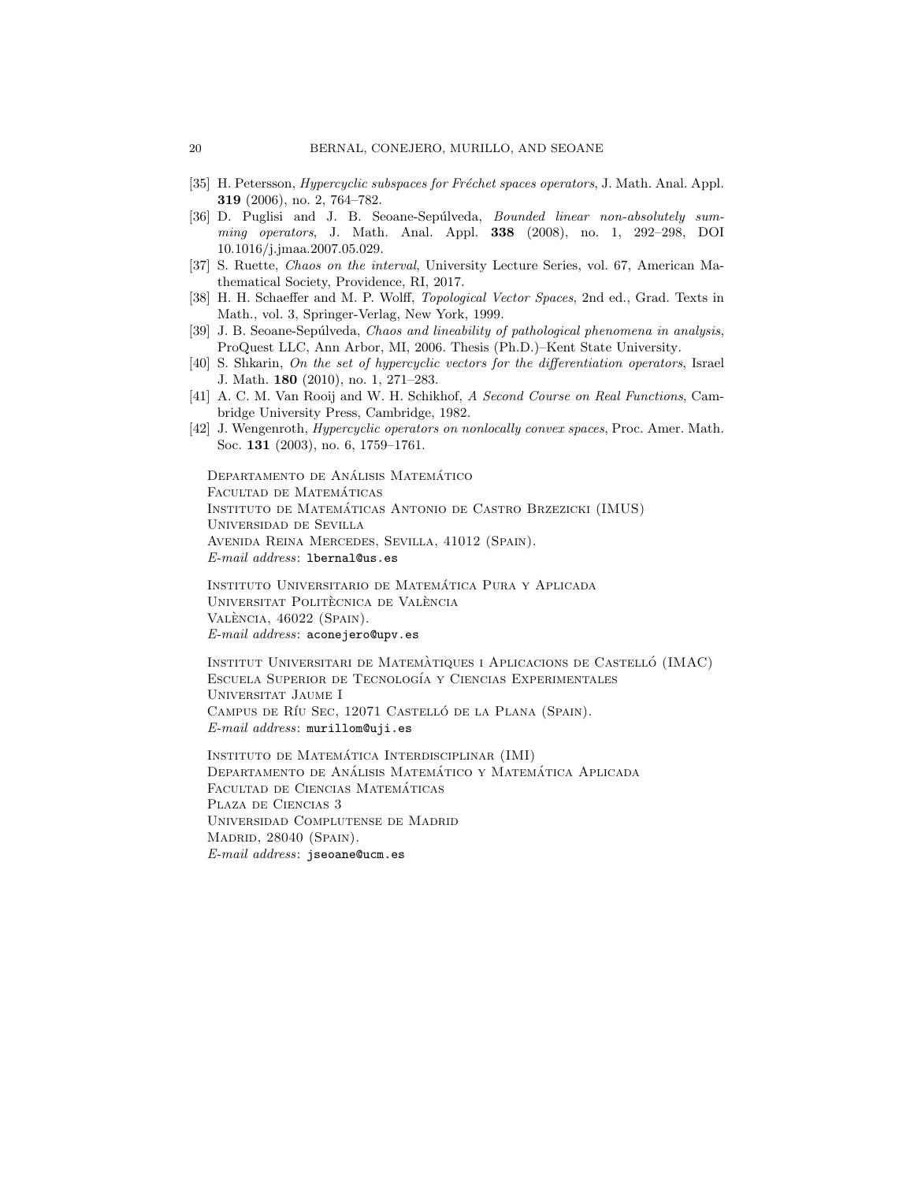[35] H. Petersson, *Hypercyclic subspaces for Fréchet spaces operators*, J. Math. Anal. Appl. **319** (2006), no. 2, 764–782.

[36] D. Puglisi and J. B. Seoane-Sepúlveda, *Bounded linear non-absolutely summing operators*, J. Math. Anal. Appl. **338** (2008), no. 1, 292–298, DOI 10.1016/j.jmaa.2007.05.029.

[37] S. Ruette, *Chaos on the interval*, University Lecture Series, vol. 67, American Mathematical Society, Providence, RI, 2017.

[38] H. H. Schaeffer and M. P. Wolff, *Topological Vector Spaces*, 2nd ed., Grad. Texts in Math., vol. 3, Springer-Verlag, New York, 1999.

[39] J. B. Seoane-Sepúlveda, *Chaos and lineability of pathological phenomena in analysis*, ProQuest LLC, Ann Arbor, MI, 2006. Thesis (Ph.D.)–Kent State University.

[40] S. Shkarin, *On the set of hypercyclic vectors for the differentiation operators*, Israel J. Math. **180** (2010), no. 1, 271–283.

[41] A. C. M. Van Rooij and W. H. Schikhof, *A Second Course on Real Functions*, Cambridge University Press, Cambridge, 1982.

[42] J. Wengenroth, *Hypercyclic operators on nonlocally convex spaces*, Proc. Amer. Math. Soc. **131** (2003), no. 6, 1759–1761.

Departamento de Análisis Matemático
Facultad de Matemáticas
Instituto de Matemáticas Antonio de Castro Brzezicki (IMUS)
Universidad de Sevilla
Avenida Reina Mercedes, Sevilla, 41012 (Spain).
*E-mail address*: lbernal@us.es

Instituto Universitario de Matemática Pura y Aplicada
Universitat Politècnica de València
València, 46022 (Spain).
*E-mail address*: aconejero@upv.es

Institut Universitari de Matemàtiques i Aplicacions de Castelló (IMAC)
Escuela Superior de Tecnología y Ciencias Experimentales
Universitat Jaume I
Campus de Ríu Sec, 12071 Castelló de la Plana (Spain).
*E-mail address*: murillom@uji.es

Instituto de Matemática Interdisciplinar (IMI)
Departamento de Análisis Matemático y Matemática Aplicada
Facultad de Ciencias Matemáticas
Plaza de Ciencias 3
Universidad Complutense de Madrid
Madrid, 28040 (Spain).
*E-mail address*: jseoane@ucm.es